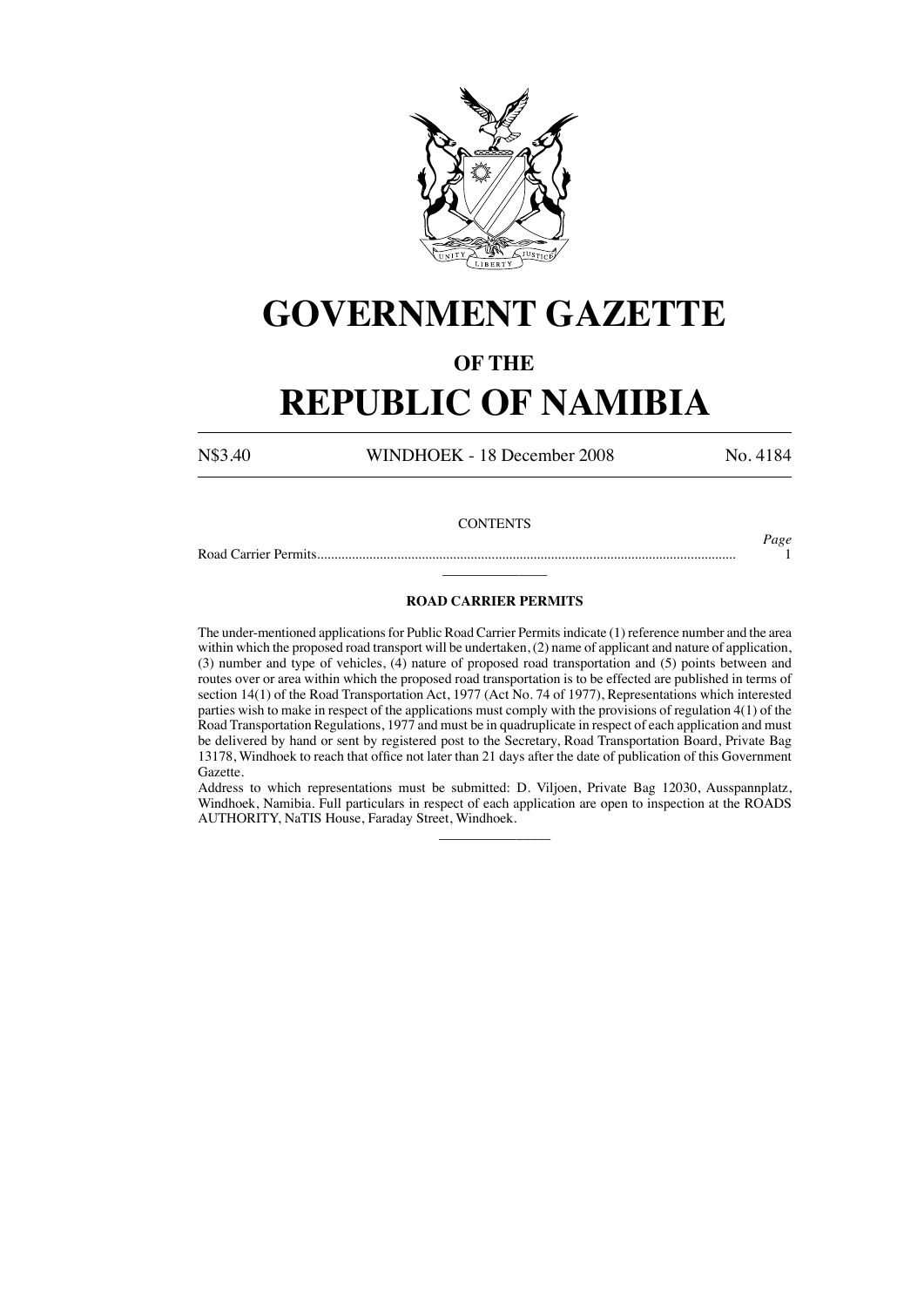# GOVERNMENT GAZETTE

## OF THE

# REPUBLIC OF NAMIBIA

N$3.40 WINDHOEK - 18 December 2008 No. 4184

CONTENTS

| | *Page* |
|---|---|
| Road Carrier Permits | 1 |

---

### ROAD CARRIER PERMITS

The under-mentioned applications for Public Road Carrier Permits indicate (1) reference number and the area within which the proposed road transport will be undertaken, (2) name of applicant and nature of application, (3) number and type of vehicles, (4) nature of proposed road transportation and (5) points between and routes over or area within which the proposed road transportation is to be effected are published in terms of section 14(1) of the Road Transportation Act, 1977 (Act No. 74 of 1977), Representations which interested parties wish to make in respect of the applications must comply with the provisions of regulation 4(1) of the Road Transportation Regulations, 1977 and must be in quadruplicate in respect of each application and must be delivered by hand or sent by registered post to the Secretary, Road Transportation Board, Private Bag 13178, Windhoek to reach that office not later than 21 days after the date of publication of this Government Gazette.

Address to which representations must be submitted: D. Viljoen, Private Bag 12030, Ausspannplatz, Windhoek, Namibia. Full particulars in respect of each application are open to inspection at the ROADS AUTHORITY, NaTIS House, Faraday Street, Windhoek.

---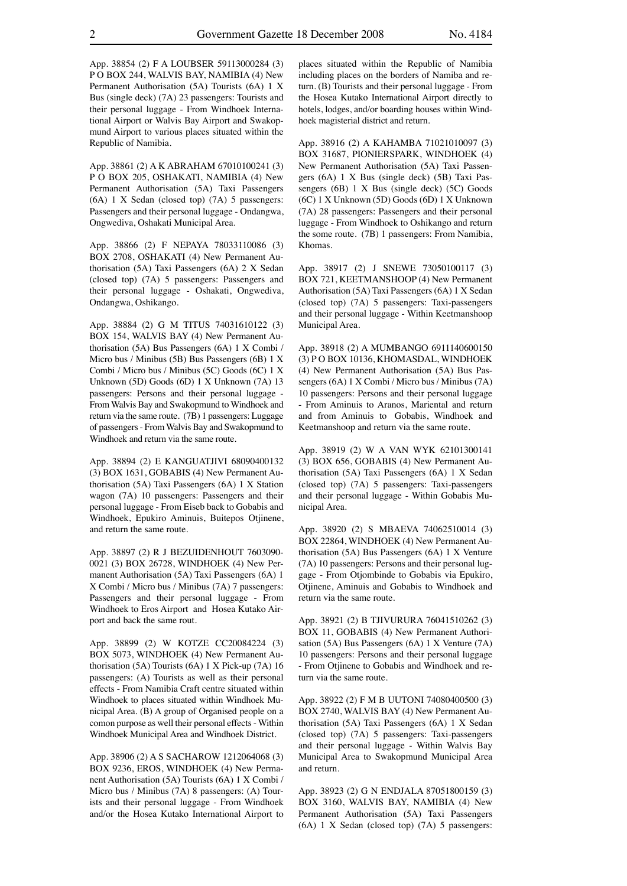App. 38854 (2) F A LOUBSER 59113000284 (3) P O BOX 244, WALVIS BAY, NAMIBIA (4) New Permanent Authorisation (5A) Tourists (6A) 1 X Bus (single deck) (7A) 23 passengers: Tourists and their personal luggage - From Windhoek International Airport or Walvis Bay Airport and Swakopmund Airport to various places situated within the Republic of Namibia.

App. 38861 (2) A K ABRAHAM 67010100241 (3) P O BOX 205, OSHAKATI, NAMIBIA (4) New Permanent Authorisation (5A) Taxi Passengers (6A) 1 X Sedan (closed top) (7A) 5 passengers: Passengers and their personal luggage - Ondangwa, Ongwediva, Oshakati Municipal Area.

App. 38866 (2) F NEPAYA 78033110086 (3) BOX 2708, OSHAKATI (4) New Permanent Authorisation (5A) Taxi Passengers (6A) 2 X Sedan (closed top) (7A) 5 passengers: Passengers and their personal luggage - Oshakati, Ongwediva, Ondangwa, Oshikango.

App. 38884 (2) G M TITUS 74031610122 (3) BOX 154, WALVIS BAY (4) New Permanent Authorisation (5A) Bus Passengers (6A) 1 X Combi / Micro bus / Minibus (5B) Bus Passengers (6B) 1 X Combi / Micro bus / Minibus (5C) Goods (6C) 1 X Unknown (5D) Goods (6D) 1 X Unknown (7A) 13 passengers: Persons and their personal luggage - From Walvis Bay and Swakopmund to Windhoek and return via the same route. (7B) 1 passengers: Luggage of passengers - From Walvis Bay and Swakopmund to Windhoek and return via the same route.

App. 38894 (2) E KANGUATJIVI 68090400132 (3) BOX 1631, GOBABIS (4) New Permanent Authorisation (5A) Taxi Passengers (6A) 1 X Station wagon (7A) 10 passengers: Passengers and their personal luggage - From Eiseb back to Gobabis and Windhoek, Epukiro Aminuis, Buitepos Otjinene, and return the same route.

App. 38897 (2) R J BEZUIDENHOUT 7603090-0021 (3) BOX 26728, WINDHOEK (4) New Permanent Authorisation (5A) Taxi Passengers (6A) 1 X Combi / Micro bus / Minibus (7A) 7 passengers: Passengers and their personal luggage - From Windhoek to Eros Airport and Hosea Kutako Airport and back the same rout.

App. 38899 (2) W KOTZE CC20084224 (3) BOX 5073, WINDHOEK (4) New Permanent Authorisation (5A) Tourists (6A) 1 X Pick-up (7A) 16 passengers: (A) Tourists as well as their personal effects - From Namibia Craft centre situated within Windhoek to places situated within Windhoek Municipal Area. (B) A group of Organised people on a comon purpose as well their personal effects - Within Windhoek Municipal Area and Windhoek District.

App. 38906 (2) A S SACHAROW 1212064068 (3) BOX 9236, EROS, WINDHOEK (4) New Permanent Authorisation (5A) Tourists (6A) 1 X Combi / Micro bus / Minibus (7A) 8 passengers: (A) Tourists and their personal luggage - From Windhoek and/or the Hosea Kutako International Airport to places situated within the Republic of Namibia including places on the borders of Namiba and return. (B) Tourists and their personal luggage - From the Hosea Kutako International Airport directly to hotels, lodges, and/or boarding houses within Windhoek magisterial district and return.

App. 38916 (2) A KAHAMBA 71021010097 (3) BOX 31687, PIONIERSPARK, WINDHOEK (4) New Permanent Authorisation (5A) Taxi Passengers (6A) 1 X Bus (single deck) (5B) Taxi Passengers (6B) 1 X Bus (single deck) (5C) Goods (6C) 1 X Unknown (5D) Goods (6D) 1 X Unknown (7A) 28 passengers: Passengers and their personal luggage - From Windhoek to Oshikango and return the some route. (7B) 1 passengers: From Namibia, Khomas.

App. 38917 (2) J SNEWE 73050100117 (3) BOX 721, KEETMANSHOOP (4) New Permanent Authorisation (5A) Taxi Passengers (6A) 1 X Sedan (closed top) (7A) 5 passengers: Taxi-passengers and their personal luggage - Within Keetmanshoop Municipal Area.

App. 38918 (2) A MUMBANGO 6911140600150 (3) P O BOX 10136, KHOMASDAL, WINDHOEK (4) New Permanent Authorisation (5A) Bus Passengers (6A) 1 X Combi / Micro bus / Minibus (7A) 10 passengers: Persons and their personal luggage - From Aminuis to Aranos, Mariental and return and from Aminuis to Gobabis, Windhoek and Keetmanshoop and return via the same route.

App. 38919 (2) W A VAN WYK 62101300141 (3) BOX 656, GOBABIS (4) New Permanent Authorisation (5A) Taxi Passengers (6A) 1 X Sedan (closed top) (7A) 5 passengers: Taxi-passengers and their personal luggage - Within Gobabis Municipal Area.

App. 38920 (2) S MBAEVA 74062510014 (3) BOX 22864, WINDHOEK (4) New Permanent Authorisation (5A) Bus Passengers (6A) 1 X Venture (7A) 10 passengers: Persons and their personal luggage - From Otjombinde to Gobabis via Epukiro, Otjinene, Aminuis and Gobabis to Windhoek and return via the same route.

App. 38921 (2) B TJIVURURA 76041510262 (3) BOX 11, GOBABIS (4) New Permanent Authorisation (5A) Bus Passengers (6A) 1 X Venture (7A) 10 passengers: Persons and their personal luggage - From Otjinene to Gobabis and Windhoek and return via the same route.

App. 38922 (2) F M B UUTONI 74080400500 (3) BOX 2740, WALVIS BAY (4) New Permanent Authorisation (5A) Taxi Passengers (6A) 1 X Sedan (closed top) (7A) 5 passengers: Taxi-passengers and their personal luggage - Within Walvis Bay Municipal Area to Swakopmund Municipal Area and return.

App. 38923 (2) G N ENDJALA 87051800159 (3) BOX 3160, WALVIS BAY, NAMIBIA (4) New Permanent Authorisation (5A) Taxi Passengers (6A) 1 X Sedan (closed top) (7A) 5 passengers: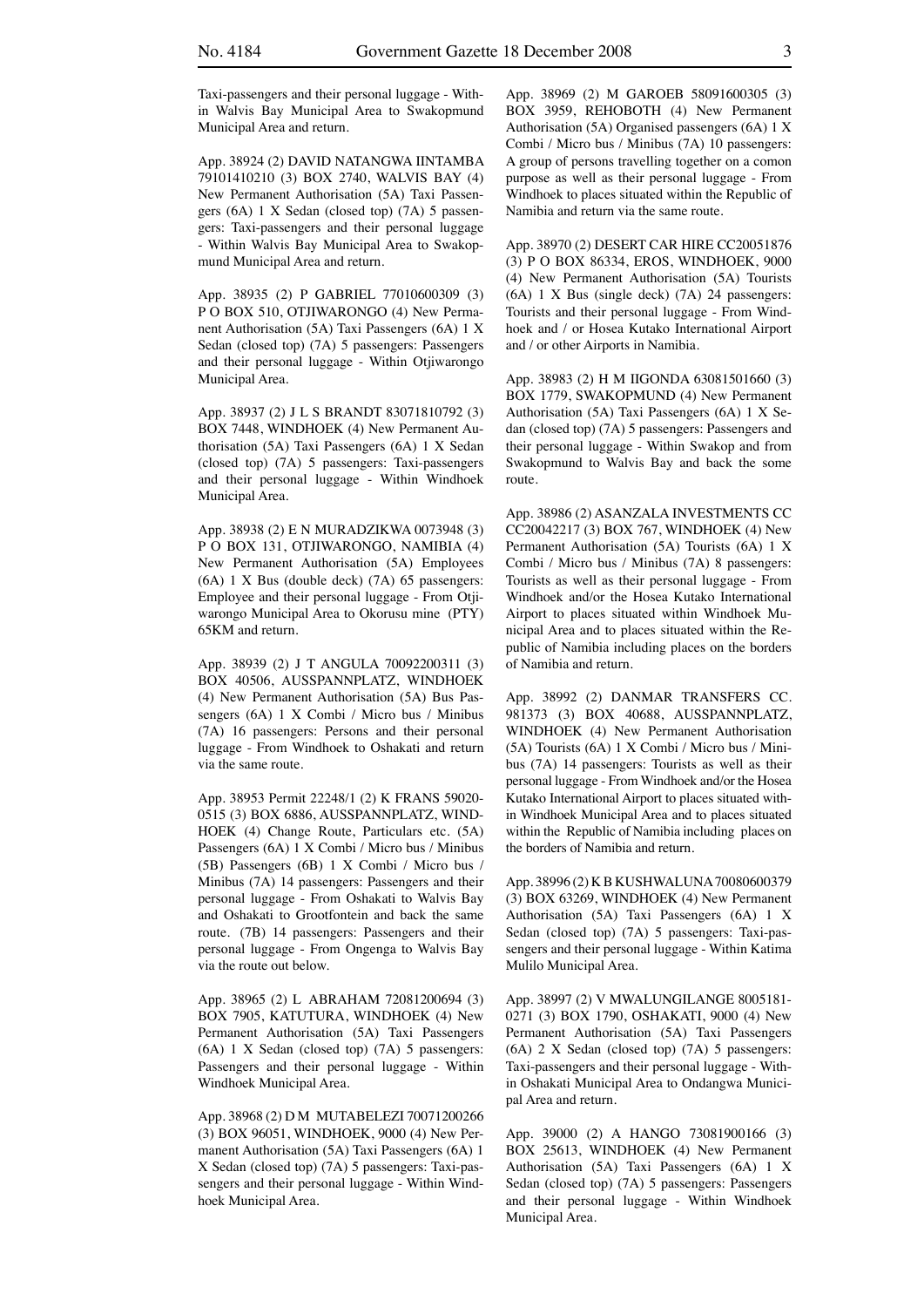Taxi-passengers and their personal luggage - Within Walvis Bay Municipal Area to Swakopmund Municipal Area and return.

App. 38924 (2) DAVID NATANGWA IINTAMBA 79101410210 (3) BOX 2740, WALVIS BAY (4) New Permanent Authorisation (5A) Taxi Passengers (6A) 1 X Sedan (closed top) (7A) 5 passengers: Taxi-passengers and their personal luggage - Within Walvis Bay Municipal Area to Swakopmund Municipal Area and return.

App. 38935 (2) P GABRIEL 77010600309 (3) P O BOX 510, OTJIWARONGO (4) New Permanent Authorisation (5A) Taxi Passengers (6A) 1 X Sedan (closed top) (7A) 5 passengers: Passengers and their personal luggage - Within Otjiwarongo Municipal Area.

App. 38937 (2) J L S BRANDT 83071810792 (3) BOX 7448, WINDHOEK (4) New Permanent Authorisation (5A) Taxi Passengers (6A) 1 X Sedan (closed top) (7A) 5 passengers: Taxi-passengers and their personal luggage - Within Windhoek Municipal Area.

App. 38938 (2) E N MURADZIKWA 0073948 (3) P O BOX 131, OTJIWARONGO, NAMIBIA (4) New Permanent Authorisation (5A) Employees (6A) 1 X Bus (double deck) (7A) 65 passengers: Employee and their personal luggage - From Otjiwarongo Municipal Area to Okorusu mine (PTY) 65KM and return.

App. 38939 (2) J T ANGULA 70092200311 (3) BOX 40506, AUSSPANNPLATZ, WINDHOEK (4) New Permanent Authorisation (5A) Bus Passengers (6A) 1 X Combi / Micro bus / Minibus (7A) 16 passengers: Persons and their personal luggage - From Windhoek to Oshakati and return via the same route.

App. 38953 Permit 22248/1 (2) K FRANS 59020-0515 (3) BOX 6886, AUSSPANNPLATZ, WINDHOEK (4) Change Route, Particulars etc. (5A) Passengers (6A) 1 X Combi / Micro bus / Minibus (5B) Passengers (6B) 1 X Combi / Micro bus / Minibus (7A) 14 passengers: Passengers and their personal luggage - From Oshakati to Walvis Bay and Oshakati to Grootfontein and back the same route. (7B) 14 passengers: Passengers and their personal luggage - From Ongenga to Walvis Bay via the route out below.

App. 38965 (2) L ABRAHAM 72081200694 (3) BOX 7905, KATUTURA, WINDHOEK (4) New Permanent Authorisation (5A) Taxi Passengers (6A) 1 X Sedan (closed top) (7A) 5 passengers: Passengers and their personal luggage - Within Windhoek Municipal Area.

App. 38968 (2) D M MUTABELEZI 70071200266 (3) BOX 96051, WINDHOEK, 9000 (4) New Permanent Authorisation (5A) Taxi Passengers (6A) 1 X Sedan (closed top) (7A) 5 passengers: Taxi-passengers and their personal luggage - Within Windhoek Municipal Area.

App. 38969 (2) M GAROEB 58091600305 (3) BOX 3959, REHOBOTH (4) New Permanent Authorisation (5A) Organised passengers (6A) 1 X Combi / Micro bus / Minibus (7A) 10 passengers: A group of persons travelling together on a comon purpose as well as their personal luggage - From Windhoek to places situated within the Republic of Namibia and return via the same route.

App. 38970 (2) DESERT CAR HIRE CC20051876 (3) P O BOX 86334, EROS, WINDHOEK, 9000 (4) New Permanent Authorisation (5A) Tourists (6A) 1 X Bus (single deck) (7A) 24 passengers: Tourists and their personal luggage - From Windhoek and / or Hosea Kutako International Airport and / or other Airports in Namibia.

App. 38983 (2) H M IIGONDA 63081501660 (3) BOX 1779, SWAKOPMUND (4) New Permanent Authorisation (5A) Taxi Passengers (6A) 1 X Sedan (closed top) (7A) 5 passengers: Passengers and their personal luggage - Within Swakop and from Swakopmund to Walvis Bay and back the some route.

App. 38986 (2) ASANZALA INVESTMENTS CC CC20042217 (3) BOX 767, WINDHOEK (4) New Permanent Authorisation (5A) Tourists (6A) 1 X Combi / Micro bus / Minibus (7A) 8 passengers: Tourists as well as their personal luggage - From Windhoek and/or the Hosea Kutako International Airport to places situated within Windhoek Municipal Area and to places situated within the Republic of Namibia including places on the borders of Namibia and return.

App. 38992 (2) DANMAR TRANSFERS CC. 981373 (3) BOX 40688, AUSSPANNPLATZ, WINDHOEK (4) New Permanent Authorisation (5A) Tourists (6A) 1 X Combi / Micro bus / Minibus (7A) 14 passengers: Tourists as well as their personal luggage - From Windhoek and/or the Hosea Kutako International Airport to places situated within Windhoek Municipal Area and to places situated within the Republic of Namibia including places on the borders of Namibia and return.

App. 38996 (2) K B KUSHWALUNA 70080600379 (3) BOX 63269, WINDHOEK (4) New Permanent Authorisation (5A) Taxi Passengers (6A) 1 X Sedan (closed top) (7A) 5 passengers: Taxi-passengers and their personal luggage - Within Katima Mulilo Municipal Area.

App. 38997 (2) V MWALUNGILANGE 8005181-0271 (3) BOX 1790, OSHAKATI, 9000 (4) New Permanent Authorisation (5A) Taxi Passengers (6A) 2 X Sedan (closed top) (7A) 5 passengers: Taxi-passengers and their personal luggage - Within Oshakati Municipal Area to Ondangwa Municipal Area and return.

App. 39000 (2) A HANGO 73081900166 (3) BOX 25613, WINDHOEK (4) New Permanent Authorisation (5A) Taxi Passengers (6A) 1 X Sedan (closed top) (7A) 5 passengers: Passengers and their personal luggage - Within Windhoek Municipal Area.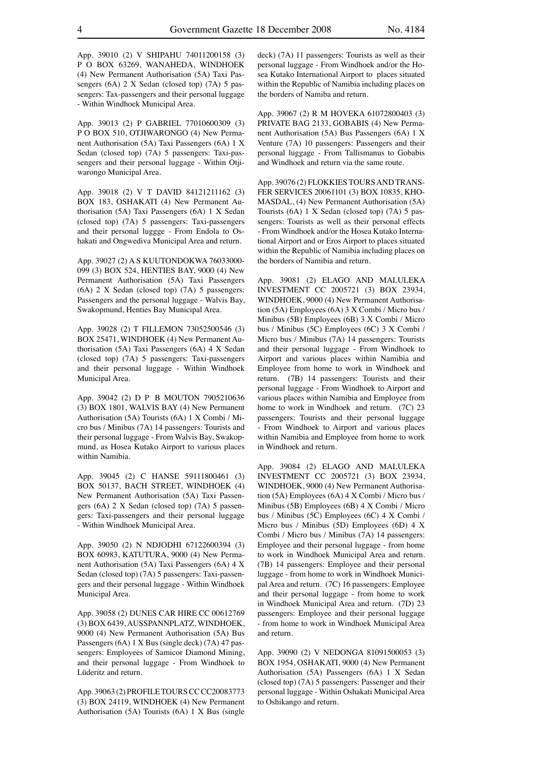App. 39010 (2) V SHIPAHU 74011200158 (3) P O BOX 63269, WANAHEDA, WINDHOEK (4) New Permanent Authorisation (5A) Taxi Passengers (6A) 2 X Sedan (closed top) (7A) 5 passengers: Tax-passengers and their personal luggage - Within Windhoek Municipal Area.

App. 39013 (2) P GABRIEL 77010600309 (3) P O BOX 510, OTJIWARONGO (4) New Permanent Authorisation (5A) Taxi Passengers (6A) 1 X Sedan (closed top) (7A) 5 passengers: Taxi-passengers and their personal luggage - Within Otjiwarongo Municipal Area.

App. 39018 (2) V T DAVID 84121211162 (3) BOX 183, OSHAKATI (4) New Permanent Authorisation (5A) Taxi Passengers (6A) 1 X Sedan (closed top) (7A) 5 passengers: Taxi-passengers and their personal luggge - From Endola to Oshakati and Ongwediva Municipal Area and return.

App. 39027 (2) A S KUUTONDOKWA 76033000-099 (3) BOX 524, HENTIES BAY, 9000 (4) New Permanent Authorisation (5A) Taxi Passengers (6A) 2 X Sedan (closed top) (7A) 5 passengers: Passengers and the personal luggage - Walvis Bay, Swakopmund, Henties Bay Municipal Area.

App. 39028 (2) T FILLEMON 73052500546 (3) BOX 25471, WINDHOEK (4) New Permanent Authorisation (5A) Taxi Passengers (6A) 4 X Sedan (closed top) (7A) 5 passengers: Taxi-passengers and their personal luggage - Within Windhoek Municipal Area.

App. 39042 (2) D P B MOUTON 7905210636 (3) BOX 1801, WALVIS BAY (4) New Permanent Authorisation (5A) Tourists (6A) 1 X Combi / Micro bus / Minibus (7A) 14 passengers: Tourists and their personal luggage - From Walvis Bay, Swakopmund, as Hosea Kutako Airport to various places within Namibia.

App. 39045 (2) C HANSE 59111800461 (3) BOX 50137, BACH STREET, WINDHOEK (4) New Permanent Authorisation (5A) Taxi Passengers (6A) 2 X Sedan (closed top) (7A) 5 passengers: Taxi-passengers and their personal luggage - Within Windhoek Municipal Area.

App. 39050 (2) N NDJODHI 67122600394 (3) BOX 60983, KATUTURA, 9000 (4) New Permanent Authorisation (5A) Taxi Passengers (6A) 4 X Sedan (closed top) (7A) 5 passengers: Taxi-passengers and their personal luggage - Within Windhoek Municipal Area.

App. 39058 (2) DUNES CAR HIRE CC 00612769 (3) BOX 6439, AUSSPANNPLATZ, WINDHOEK, 9000 (4) New Permanent Authorisation (5A) Bus Passengers (6A) 1 X Bus (single deck) (7A) 47 passengers: Employees of Samicor Diamond Mining, and their personal luggage - From Windhoek to Lüderitz and return.

App. 39063 (2) PROFILE TOURS CC CC20083773 (3) BOX 24119, WINDHOEK (4) New Permanent Authorisation (5A) Tourists (6A) 1 X Bus (single deck) (7A) 11 passengers: Tourists as well as their personal luggage - From Windhoek and/or the Hosea Kutako International Airport to places situated within the Republic of Namibia including places on the borders of Namiba and return.

App. 39067 (2) R M HOVEKA 61072800403 (3) PRIVATE BAG 2133, GOBABIS (4) New Permanent Authorisation (5A) Bus Passengers (6A) 1 X Venture (7A) 10 passengers: Passengers and their personal luggage - From Tallismanus to Gobabis and Windhoek and return via the same route.

App. 39076 (2) FLOKKIES TOURS AND TRANSFER SERVICES 20061101 (3) BOX 10835, KHOMASDAL, (4) New Permanent Authorisation (5A) Tourists (6A) 1 X Sedan (closed top) (7A) 5 passengers: Tourists as well as their personal effects - From Windhoek and/or the Hosea Kutako International Airport and or Eros Airport to places situated within the Republic of Namibia including places on the borders of Namibia and return.

App. 39081 (2) ELAGO AND MALULEKA INVESTMENT CC 2005721 (3) BOX 23934, WINDHOEK, 9000 (4) New Permanent Authorisation (5A) Employees (6A) 3 X Combi / Micro bus / Minibus (5B) Employees (6B) 3 X Combi / Micro bus / Minibus (5C) Employees (6C) 3 X Combi / Micro bus / Minibus (7A) 14 passengers: Tourists and their personal luggage - From Windhoek to Airport and various places within Namibia and Employee from home to work in Windhoek and return. (7B) 14 passengers: Tourists and their personal luggage - From Windhoek to Airport and various places within Namibia and Employee from home to work in Windhoek and return. (7C) 23 passengers: Tourists and their personal luggage - From Windhoek to Airport and various places within Namibia and Employee from home to work in Windhoek and return.

App. 39084 (2) ELAGO AND MALULEKA INVESTMENT CC 2005721 (3) BOX 23934, WINDHOEK, 9000 (4) New Permanent Authorisation (5A) Employees (6A) 4 X Combi / Micro bus / Minibus (5B) Employees (6B) 4 X Combi / Micro bus / Minibus (5C) Employees (6C) 4 X Combi / Micro bus / Minibus (5D) Employees (6D) 4 X Combi / Micro bus / Minibus (7A) 14 passengers: Employee and their personal luggage - from home to work in Windhoek Municipal Area and return. (7B) 14 passengers: Employee and their personal luggage - from home to work in Windhoek Municipal Area and return. (7C) 16 passengers: Employee and their personal luggage - from home to work in Windhoek Municipal Area and return. (7D) 23 passengers: Employee and their personal luggage - from home to work in Windhoek Municipal Area and return.

App. 39090 (2) V NEDONGA 81091500053 (3) BOX 1954, OSHAKATI, 9000 (4) New Permanent Authorisation (5A) Passengers (6A) 1 X Sedan (closed top) (7A) 5 passengers: Passenger and their personal luggage - Within Oshakati Municipal Area to Oshikango and return.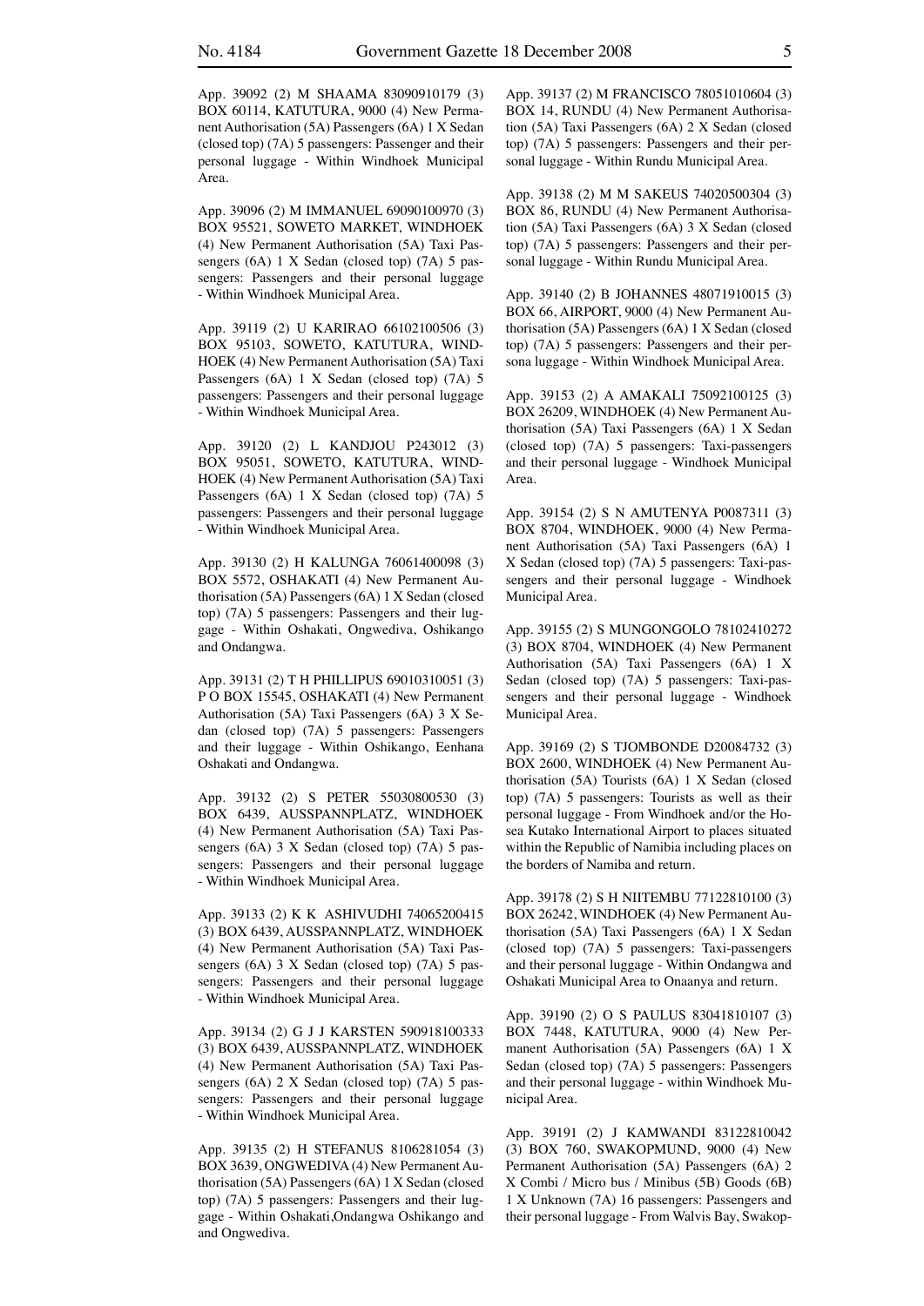App. 39092 (2) M SHAAMA 83090910179 (3) BOX 60114, KATUTURA, 9000 (4) New Permanent Authorisation (5A) Passengers (6A) 1 X Sedan (closed top) (7A) 5 passengers: Passenger and their personal luggage - Within Windhoek Municipal Area.

App. 39096 (2) M IMMANUEL 69090100970 (3) BOX 95521, SOWETO MARKET, WINDHOEK (4) New Permanent Authorisation (5A) Taxi Passengers (6A) 1 X Sedan (closed top) (7A) 5 passengers: Passengers and their personal luggage - Within Windhoek Municipal Area.

App. 39119 (2) U KARIRAO 66102100506 (3) BOX 95103, SOWETO, KATUTURA, WINDHOEK (4) New Permanent Authorisation (5A) Taxi Passengers (6A) 1 X Sedan (closed top) (7A) 5 passengers: Passengers and their personal luggage - Within Windhoek Municipal Area.

App. 39120 (2) L KANDJOU P243012 (3) BOX 95051, SOWETO, KATUTURA, WINDHOEK (4) New Permanent Authorisation (5A) Taxi Passengers (6A) 1 X Sedan (closed top) (7A) 5 passengers: Passengers and their personal luggage - Within Windhoek Municipal Area.

App. 39130 (2) H KALUNGA 76061400098 (3) BOX 5572, OSHAKATI (4) New Permanent Authorisation (5A) Passengers (6A) 1 X Sedan (closed top) (7A) 5 passengers: Passengers and their luggage - Within Oshakati, Ongwediva, Oshikango and Ondangwa.

App. 39131 (2) T H PHILLIPUS 69010310051 (3) P O BOX 15545, OSHAKATI (4) New Permanent Authorisation (5A) Taxi Passengers (6A) 3 X Sedan (closed top) (7A) 5 passengers: Passengers and their luggage - Within Oshikango, Eenhana Oshakati and Ondangwa.

App. 39132 (2) S PETER 55030800530 (3) BOX 6439, AUSSPANNPLATZ, WINDHOEK (4) New Permanent Authorisation (5A) Taxi Passengers (6A) 3 X Sedan (closed top) (7A) 5 passengers: Passengers and their personal luggage - Within Windhoek Municipal Area.

App. 39133 (2) K K ASHIVUDHI 74065200415 (3) BOX 6439, AUSSPANNPLATZ, WINDHOEK (4) New Permanent Authorisation (5A) Taxi Passengers (6A) 3 X Sedan (closed top) (7A) 5 passengers: Passengers and their personal luggage - Within Windhoek Municipal Area.

App. 39134 (2) G J J KARSTEN 590918100333 (3) BOX 6439, AUSSPANNPLATZ, WINDHOEK (4) New Permanent Authorisation (5A) Taxi Passengers (6A) 2 X Sedan (closed top) (7A) 5 passengers: Passengers and their personal luggage - Within Windhoek Municipal Area.

App. 39135 (2) H STEFANUS 8106281054 (3) BOX 3639, ONGWEDIVA (4) New Permanent Authorisation (5A) Passengers (6A) 1 X Sedan (closed top) (7A) 5 passengers: Passengers and their luggage - Within Oshakati,Ondangwa Oshikango and and Ongwediva.

App. 39137 (2) M FRANCISCO 78051010604 (3) BOX 14, RUNDU (4) New Permanent Authorisation (5A) Taxi Passengers (6A) 2 X Sedan (closed top) (7A) 5 passengers: Passengers and their personal luggage - Within Rundu Municipal Area.

App. 39138 (2) M M SAKEUS 74020500304 (3) BOX 86, RUNDU (4) New Permanent Authorisation (5A) Taxi Passengers (6A) 3 X Sedan (closed top) (7A) 5 passengers: Passengers and their personal luggage - Within Rundu Municipal Area.

App. 39140 (2) B JOHANNES 48071910015 (3) BOX 66, AIRPORT, 9000 (4) New Permanent Authorisation (5A) Passengers (6A) 1 X Sedan (closed top) (7A) 5 passengers: Passengers and their persona luggage - Within Windhoek Municipal Area.

App. 39153 (2) A AMAKALI 75092100125 (3) BOX 26209, WINDHOEK (4) New Permanent Authorisation (5A) Taxi Passengers (6A) 1 X Sedan (closed top) (7A) 5 passengers: Taxi-passengers and their personal luggage - Windhoek Municipal Area.

App. 39154 (2) S N AMUTENYA P0087311 (3) BOX 8704, WINDHOEK, 9000 (4) New Permanent Authorisation (5A) Taxi Passengers (6A) 1 X Sedan (closed top) (7A) 5 passengers: Taxi-passengers and their personal luggage - Windhoek Municipal Area.

App. 39155 (2) S MUNGONGOLO 78102410272 (3) BOX 8704, WINDHOEK (4) New Permanent Authorisation (5A) Taxi Passengers (6A) 1 X Sedan (closed top) (7A) 5 passengers: Taxi-passengers and their personal luggage - Windhoek Municipal Area.

App. 39169 (2) S TJOMBONDE D20084732 (3) BOX 2600, WINDHOEK (4) New Permanent Authorisation (5A) Tourists (6A) 1 X Sedan (closed top) (7A) 5 passengers: Tourists as well as their personal luggage - From Windhoek and/or the Hosea Kutako International Airport to places situated within the Republic of Namibia including places on the borders of Namiba and return.

App. 39178 (2) S H NIITEMBU 77122810100 (3) BOX 26242, WINDHOEK (4) New Permanent Authorisation (5A) Taxi Passengers (6A) 1 X Sedan (closed top) (7A) 5 passengers: Taxi-passengers and their personal luggage - Within Ondangwa and Oshakati Municipal Area to Onaanya and return.

App. 39190 (2) O S PAULUS 83041810107 (3) BOX 7448, KATUTURA, 9000 (4) New Permanent Authorisation (5A) Passengers (6A) 1 X Sedan (closed top) (7A) 5 passengers: Passengers and their personal luggage - within Windhoek Municipal Area.

App. 39191 (2) J KAMWANDI 83122810042 (3) BOX 760, SWAKOPMUND, 9000 (4) New Permanent Authorisation (5A) Passengers (6A) 2 X Combi / Micro bus / Minibus (5B) Goods (6B) 1 X Unknown (7A) 16 passengers: Passengers and their personal luggage - From Walvis Bay, Swakop-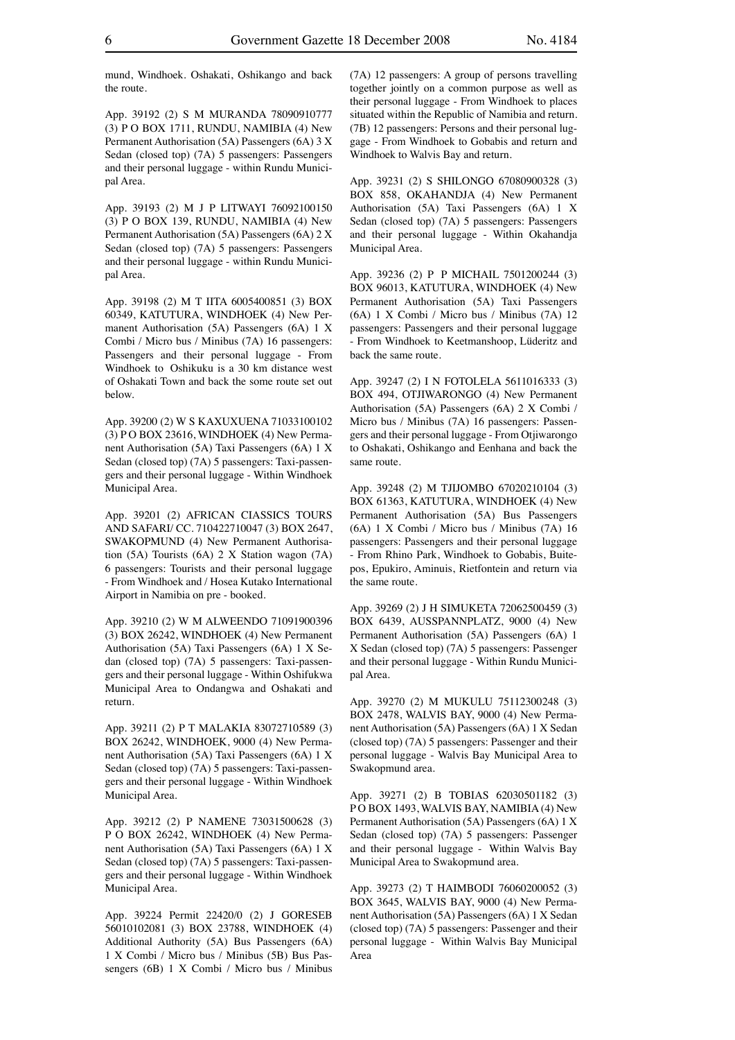mund, Windhoek. Oshakati, Oshikango and back the route.

App. 39192 (2) S M MURANDA 78090910777 (3) P O BOX 1711, RUNDU, NAMIBIA (4) New Permanent Authorisation (5A) Passengers (6A) 3 X Sedan (closed top) (7A) 5 passengers: Passengers and their personal luggage - within Rundu Municipal Area.

App. 39193 (2) M J P LITWAYI 76092100150 (3) P O BOX 139, RUNDU, NAMIBIA (4) New Permanent Authorisation (5A) Passengers (6A) 2 X Sedan (closed top) (7A) 5 passengers: Passengers and their personal luggage - within Rundu Municipal Area.

App. 39198 (2) M T IITA 6005400851 (3) BOX 60349, KATUTURA, WINDHOEK (4) New Permanent Authorisation (5A) Passengers (6A) 1 X Combi / Micro bus / Minibus (7A) 16 passengers: Passengers and their personal luggage - From Windhoek to Oshikuku is a 30 km distance west of Oshakati Town and back the some route set out below.

App. 39200 (2) W S KAXUXUENA 71033100102 (3) P O BOX 23616, WINDHOEK (4) New Permanent Authorisation (5A) Taxi Passengers (6A) 1 X Sedan (closed top) (7A) 5 passengers: Taxi-passengers and their personal luggage - Within Windhoek Municipal Area.

App. 39201 (2) AFRICAN CIASSICS TOURS AND SAFARI/ CC. 710422710047 (3) BOX 2647, SWAKOPMUND (4) New Permanent Authorisation (5A) Tourists (6A) 2 X Station wagon (7A) 6 passengers: Tourists and their personal luggage - From Windhoek and / Hosea Kutako International Airport in Namibia on pre - booked.

App. 39210 (2) W M ALWEENDO 71091900396 (3) BOX 26242, WINDHOEK (4) New Permanent Authorisation (5A) Taxi Passengers (6A) 1 X Sedan (closed top) (7A) 5 passengers: Taxi-passengers and their personal luggage - Within Oshifukwa Municipal Area to Ondangwa and Oshakati and return.

App. 39211 (2) P T MALAKIA 83072710589 (3) BOX 26242, WINDHOEK, 9000 (4) New Permanent Authorisation (5A) Taxi Passengers (6A) 1 X Sedan (closed top) (7A) 5 passengers: Taxi-passengers and their personal luggage - Within Windhoek Municipal Area.

App. 39212 (2) P NAMENE 73031500628 (3) P O BOX 26242, WINDHOEK (4) New Permanent Authorisation (5A) Taxi Passengers (6A) 1 X Sedan (closed top) (7A) 5 passengers: Taxi-passengers and their personal luggage - Within Windhoek Municipal Area.

App. 39224 Permit 22420/0 (2) J GORESEB 56010102081 (3) BOX 23788, WINDHOEK (4) Additional Authority (5A) Bus Passengers (6A) 1 X Combi / Micro bus / Minibus (5B) Bus Passengers (6B) 1 X Combi / Micro bus / Minibus (7A) 12 passengers: A group of persons travelling together jointly on a common purpose as well as their personal luggage - From Windhoek to places situated within the Republic of Namibia and return. (7B) 12 passengers: Persons and their personal luggage - From Windhoek to Gobabis and return and Windhoek to Walvis Bay and return.

App. 39231 (2) S SHILONGO 67080900328 (3) BOX 858, OKAHANDJA (4) New Permanent Authorisation (5A) Taxi Passengers (6A) 1 X Sedan (closed top) (7A) 5 passengers: Passengers and their personal luggage - Within Okahandja Municipal Area.

App. 39236 (2) P P MICHAIL 7501200244 (3) BOX 96013, KATUTURA, WINDHOEK (4) New Permanent Authorisation (5A) Taxi Passengers (6A) 1 X Combi / Micro bus / Minibus (7A) 12 passengers: Passengers and their personal luggage - From Windhoek to Keetmanshoop, Lüderitz and back the same route.

App. 39247 (2) I N FOTOLELA 5611016333 (3) BOX 494, OTJIWARONGO (4) New Permanent Authorisation (5A) Passengers (6A) 2 X Combi / Micro bus / Minibus (7A) 16 passengers: Passengers and their personal luggage - From Otjiwarongo to Oshakati, Oshikango and Eenhana and back the same route.

App. 39248 (2) M TJIJOMBO 67020210104 (3) BOX 61363, KATUTURA, WINDHOEK (4) New Permanent Authorisation (5A) Bus Passengers (6A) 1 X Combi / Micro bus / Minibus (7A) 16 passengers: Passengers and their personal luggage - From Rhino Park, Windhoek to Gobabis, Buitepos, Epukiro, Aminuis, Rietfontein and return via the same route.

App. 39269 (2) J H SIMUKETA 72062500459 (3) BOX 6439, AUSSPANNPLATZ, 9000 (4) New Permanent Authorisation (5A) Passengers (6A) 1 X Sedan (closed top) (7A) 5 passengers: Passenger and their personal luggage - Within Rundu Municipal Area.

App. 39270 (2) M MUKULU 75112300248 (3) BOX 2478, WALVIS BAY, 9000 (4) New Permanent Authorisation (5A) Passengers (6A) 1 X Sedan (closed top) (7A) 5 passengers: Passenger and their personal luggage - Walvis Bay Municipal Area to Swakopmund area.

App. 39271 (2) B TOBIAS 62030501182 (3) P O BOX 1493, WALVIS BAY, NAMIBIA (4) New Permanent Authorisation (5A) Passengers (6A) 1 X Sedan (closed top) (7A) 5 passengers: Passenger and their personal luggage - Within Walvis Bay Municipal Area to Swakopmund area.

App. 39273 (2) T HAIMBODI 76060200052 (3) BOX 3645, WALVIS BAY, 9000 (4) New Permanent Authorisation (5A) Passengers (6A) 1 X Sedan (closed top) (7A) 5 passengers: Passenger and their personal luggage - Within Walvis Bay Municipal Area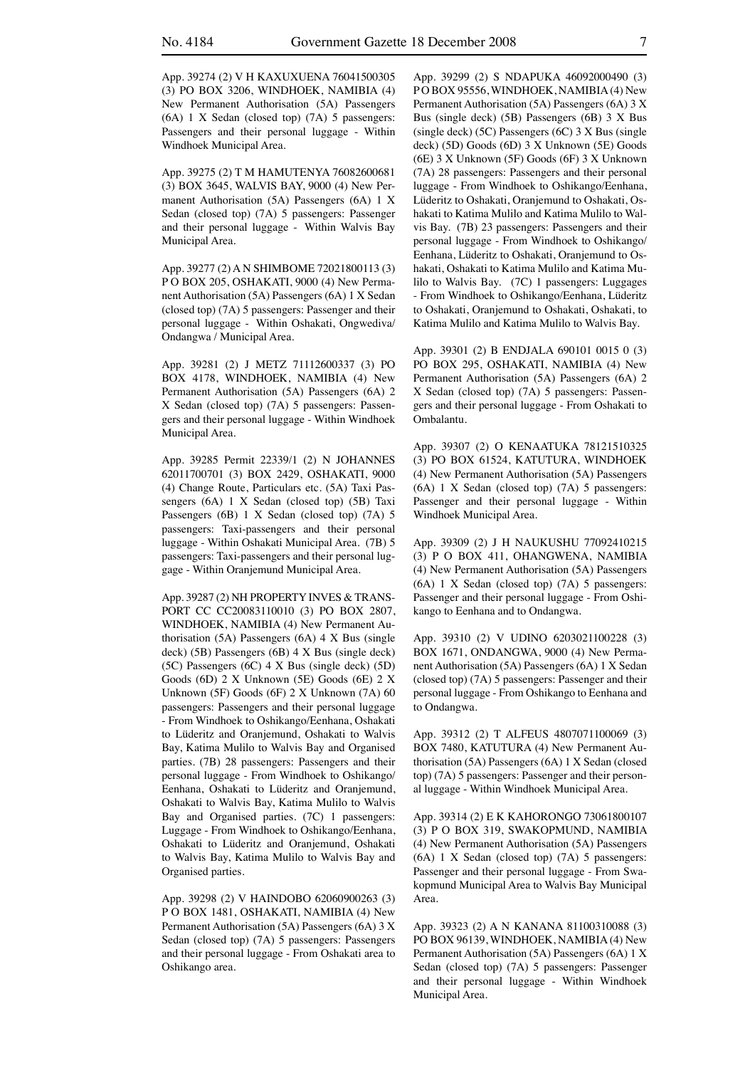App. 39274 (2) V H KAXUXUENA 76041500305 (3) PO BOX 3206, WINDHOEK, NAMIBIA (4) New Permanent Authorisation (5A) Passengers (6A) 1 X Sedan (closed top) (7A) 5 passengers: Passengers and their personal luggage - Within Windhoek Municipal Area.

App. 39275 (2) T M HAMUTENYA 76082600681 (3) BOX 3645, WALVIS BAY, 9000 (4) New Permanent Authorisation (5A) Passengers (6A) 1 X Sedan (closed top) (7A) 5 passengers: Passenger and their personal luggage - Within Walvis Bay Municipal Area.

App. 39277 (2) A N SHIMBOME 72021800113 (3) P O BOX 205, OSHAKATI, 9000 (4) New Permanent Authorisation (5A) Passengers (6A) 1 X Sedan (closed top) (7A) 5 passengers: Passenger and their personal luggage - Within Oshakati, Ongwediva/ Ondangwa / Municipal Area.

App. 39281 (2) J METZ 71112600337 (3) PO BOX 4178, WINDHOEK, NAMIBIA (4) New Permanent Authorisation (5A) Passengers (6A) 2 X Sedan (closed top) (7A) 5 passengers: Passengers and their personal luggage - Within Windhoek Municipal Area.

App. 39285 Permit 22339/1 (2) N JOHANNES 62011700701 (3) BOX 2429, OSHAKATI, 9000 (4) Change Route, Particulars etc. (5A) Taxi Passengers (6A) 1 X Sedan (closed top) (5B) Taxi Passengers (6B) 1 X Sedan (closed top) (7A) 5 passengers: Taxi-passengers and their personal luggage - Within Oshakati Municipal Area. (7B) 5 passengers: Taxi-passengers and their personal luggage - Within Oranjemund Municipal Area.

App. 39287 (2) NH PROPERTY INVES & TRANSPORT CC CC20083110010 (3) PO BOX 2807, WINDHOEK, NAMIBIA (4) New Permanent Authorisation (5A) Passengers (6A) 4 X Bus (single deck) (5B) Passengers (6B) 4 X Bus (single deck) (5C) Passengers (6C) 4 X Bus (single deck) (5D) Goods (6D) 2 X Unknown (5E) Goods (6E) 2 X Unknown (5F) Goods (6F) 2 X Unknown (7A) 60 passengers: Passengers and their personal luggage - From Windhoek to Oshikango/Eenhana, Oshakati to Lüderitz and Oranjemund, Oshakati to Walvis Bay, Katima Mulilo to Walvis Bay and Organised parties. (7B) 28 passengers: Passengers and their personal luggage - From Windhoek to Oshikango/ Eenhana, Oshakati to Lüderitz and Oranjemund, Oshakati to Walvis Bay, Katima Mulilo to Walvis Bay and Organised parties. (7C) 1 passengers: Luggage - From Windhoek to Oshikango/Eenhana, Oshakati to Lüderitz and Oranjemund, Oshakati to Walvis Bay, Katima Mulilo to Walvis Bay and Organised parties.

App. 39298 (2) V HAINDOBO 62060900263 (3) P O BOX 1481, OSHAKATI, NAMIBIA (4) New Permanent Authorisation (5A) Passengers (6A) 3 X Sedan (closed top) (7A) 5 passengers: Passengers and their personal luggage - From Oshakati area to Oshikango area.

App. 39299 (2) S NDAPUKA 46092000490 (3) P O BOX 95556, WINDHOEK, NAMIBIA (4) New Permanent Authorisation (5A) Passengers (6A) 3 X Bus (single deck) (5B) Passengers (6B) 3 X Bus (single deck) (5C) Passengers (6C) 3 X Bus (single deck) (5D) Goods (6D) 3 X Unknown (5E) Goods (6E) 3 X Unknown (5F) Goods (6F) 3 X Unknown (7A) 28 passengers: Passengers and their personal luggage - From Windhoek to Oshikango/Eenhana, Lüderitz to Oshakati, Oranjemund to Oshakati, Oshakati to Katima Mulilo and Katima Mulilo to Walvis Bay. (7B) 23 passengers: Passengers and their personal luggage - From Windhoek to Oshikango/ Eenhana, Lüderitz to Oshakati, Oranjemund to Oshakati, Oshakati to Katima Mulilo and Katima Mulilo to Walvis Bay. (7C) 1 passengers: Luggages - From Windhoek to Oshikango/Eenhana, Lüderitz to Oshakati, Oranjemund to Oshakati, Oshakati, to Katima Mulilo and Katima Mulilo to Walvis Bay.

App. 39301 (2) B ENDJALA 690101 0015 0 (3) PO BOX 295, OSHAKATI, NAMIBIA (4) New Permanent Authorisation (5A) Passengers (6A) 2 X Sedan (closed top) (7A) 5 passengers: Passengers and their personal luggage - From Oshakati to Ombalantu.

App. 39307 (2) O KENAATUKA 78121510325 (3) PO BOX 61524, KATUTURA, WINDHOEK (4) New Permanent Authorisation (5A) Passengers (6A) 1 X Sedan (closed top) (7A) 5 passengers: Passenger and their personal luggage - Within Windhoek Municipal Area.

App. 39309 (2) J H NAUKUSHU 77092410215 (3) P O BOX 411, OHANGWENA, NAMIBIA (4) New Permanent Authorisation (5A) Passengers (6A) 1 X Sedan (closed top) (7A) 5 passengers: Passenger and their personal luggage - From Oshikango to Eenhana and to Ondangwa.

App. 39310 (2) V UDINO 6203021100228 (3) BOX 1671, ONDANGWA, 9000 (4) New Permanent Authorisation (5A) Passengers (6A) 1 X Sedan (closed top) (7A) 5 passengers: Passenger and their personal luggage - From Oshikango to Eenhana and to Ondangwa.

App. 39312 (2) T ALFEUS 4807071100069 (3) BOX 7480, KATUTURA (4) New Permanent Authorisation (5A) Passengers (6A) 1 X Sedan (closed top) (7A) 5 passengers: Passenger and their personal luggage - Within Windhoek Municipal Area.

App. 39314 (2) E K KAHORONGO 73061800107 (3) P O BOX 319, SWAKOPMUND, NAMIBIA (4) New Permanent Authorisation (5A) Passengers (6A) 1 X Sedan (closed top) (7A) 5 passengers: Passenger and their personal luggage - From Swakopmund Municipal Area to Walvis Bay Municipal Area.

App. 39323 (2) A N KANANA 81100310088 (3) PO BOX 96139, WINDHOEK, NAMIBIA (4) New Permanent Authorisation (5A) Passengers (6A) 1 X Sedan (closed top) (7A) 5 passengers: Passenger and their personal luggage - Within Windhoek Municipal Area.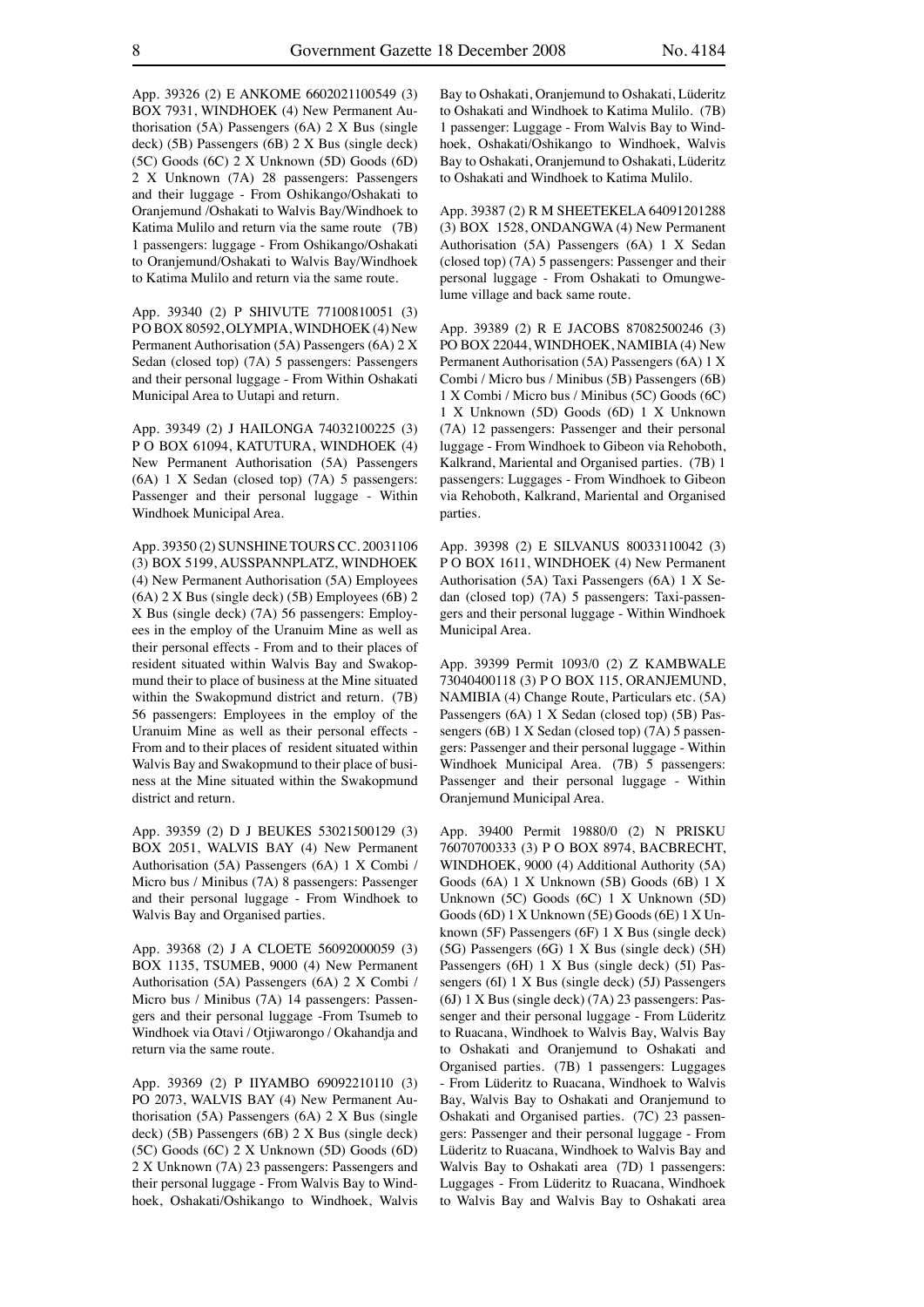App. 39326 (2) E ANKOME 6602021100549 (3) BOX 7931, WINDHOEK (4) New Permanent Authorisation (5A) Passengers (6A) 2 X Bus (single deck) (5B) Passengers (6B) 2 X Bus (single deck) (5C) Goods (6C) 2 X Unknown (5D) Goods (6D) 2 X Unknown (7A) 28 passengers: Passengers and their luggage - From Oshikango/Oshakati to Oranjemund /Oshakati to Walvis Bay/Windhoek to Katima Mulilo and return via the same route (7B) 1 passengers: luggage - From Oshikango/Oshakati to Oranjemund/Oshakati to Walvis Bay/Windhoek to Katima Mulilo and return via the same route.

App. 39340 (2) P SHIVUTE 77100810051 (3) P O BOX 80592, OLYMPIA, WINDHOEK (4) New Permanent Authorisation (5A) Passengers (6A) 2 X Sedan (closed top) (7A) 5 passengers: Passengers and their personal luggage - From Within Oshakati Municipal Area to Uutapi and return.

App. 39349 (2) J HAILONGA 74032100225 (3) P O BOX 61094, KATUTURA, WINDHOEK (4) New Permanent Authorisation (5A) Passengers (6A) 1 X Sedan (closed top) (7A) 5 passengers: Passenger and their personal luggage - Within Windhoek Municipal Area.

App. 39350 (2) SUNSHINE TOURS CC. 20031106 (3) BOX 5199, AUSSPANNPLATZ, WINDHOEK (4) New Permanent Authorisation (5A) Employees (6A) 2 X Bus (single deck) (5B) Employees (6B) 2 X Bus (single deck) (7A) 56 passengers: Employees in the employ of the Uranuim Mine as well as their personal effects - From and to their places of resident situated within Walvis Bay and Swakopmund their to place of business at the Mine situated within the Swakopmund district and return. (7B) 56 passengers: Employees in the employ of the Uranuim Mine as well as their personal effects - From and to their places of resident situated within Walvis Bay and Swakopmund to their place of business at the Mine situated within the Swakopmund district and return.

App. 39359 (2) D J BEUKES 53021500129 (3) BOX 2051, WALVIS BAY (4) New Permanent Authorisation (5A) Passengers (6A) 1 X Combi / Micro bus / Minibus (7A) 8 passengers: Passenger and their personal luggage - From Windhoek to Walvis Bay and Organised parties.

App. 39368 (2) J A CLOETE 56092000059 (3) BOX 1135, TSUMEB, 9000 (4) New Permanent Authorisation (5A) Passengers (6A) 2 X Combi / Micro bus / Minibus (7A) 14 passengers: Passengers and their personal luggage -From Tsumeb to Windhoek via Otavi / Otjiwarongo / Okahandja and return via the same route.

App. 39369 (2) P IIYAMBO 69092210110 (3) PO 2073, WALVIS BAY (4) New Permanent Authorisation (5A) Passengers (6A) 2 X Bus (single deck) (5B) Passengers (6B) 2 X Bus (single deck) (5C) Goods (6C) 2 X Unknown (5D) Goods (6D) 2 X Unknown (7A) 23 passengers: Passengers and their personal luggage - From Walvis Bay to Windhoek, Oshakati/Oshikango to Windhoek, Walvis Bay to Oshakati, Oranjemund to Oshakati, Lüderitz to Oshakati and Windhoek to Katima Mulilo. (7B) 1 passenger: Luggage - From Walvis Bay to Windhoek, Oshakati/Oshikango to Windhoek, Walvis Bay to Oshakati, Oranjemund to Oshakati, Lüderitz to Oshakati and Windhoek to Katima Mulilo.

App. 39387 (2) R M SHEETEKELA 64091201288 (3) BOX 1528, ONDANGWA (4) New Permanent Authorisation (5A) Passengers (6A) 1 X Sedan (closed top) (7A) 5 passengers: Passenger and their personal luggage - From Oshakati to Omungwelume village and back same route.

App. 39389 (2) R E JACOBS 87082500246 (3) PO BOX 22044, WINDHOEK, NAMIBIA (4) New Permanent Authorisation (5A) Passengers (6A) 1 X Combi / Micro bus / Minibus (5B) Passengers (6B) 1 X Combi / Micro bus / Minibus (5C) Goods (6C) 1 X Unknown (5D) Goods (6D) 1 X Unknown (7A) 12 passengers: Passenger and their personal luggage - From Windhoek to Gibeon via Rehoboth, Kalkrand, Mariental and Organised parties. (7B) 1 passengers: Luggages - From Windhoek to Gibeon via Rehoboth, Kalkrand, Mariental and Organised parties.

App. 39398 (2) E SILVANUS 80033110042 (3) P O BOX 1611, WINDHOEK (4) New Permanent Authorisation (5A) Taxi Passengers (6A) 1 X Sedan (closed top) (7A) 5 passengers: Taxi-passengers and their personal luggage - Within Windhoek Municipal Area.

App. 39399 Permit 1093/0 (2) Z KAMBWALE 73040400118 (3) P O BOX 115, ORANJEMUND, NAMIBIA (4) Change Route, Particulars etc. (5A) Passengers (6A) 1 X Sedan (closed top) (5B) Passengers (6B) 1 X Sedan (closed top) (7A) 5 passengers: Passenger and their personal luggage - Within Windhoek Municipal Area. (7B) 5 passengers: Passenger and their personal luggage - Within Oranjemund Municipal Area.

App. 39400 Permit 19880/0 (2) N PRISKU 76070700333 (3) P O BOX 8974, BACBRECHT, WINDHOEK, 9000 (4) Additional Authority (5A) Goods (6A) 1 X Unknown (5B) Goods (6B) 1 X Unknown (5C) Goods (6C) 1 X Unknown (5D) Goods (6D) 1 X Unknown (5E) Goods (6E) 1 X Unknown (5F) Passengers (6F) 1 X Bus (single deck) (5G) Passengers (6G) 1 X Bus (single deck) (5H) Passengers (6H) 1 X Bus (single deck) (5I) Passengers (6I) 1 X Bus (single deck) (5J) Passengers (6J) 1 X Bus (single deck) (7A) 23 passengers: Passenger and their personal luggage - From Lüderitz to Ruacana, Windhoek to Walvis Bay, Walvis Bay to Oshakati and Oranjemund to Oshakati and Organised parties. (7B) 1 passengers: Luggages - From Lüderitz to Ruacana, Windhoek to Walvis Bay, Walvis Bay to Oshakati and Oranjemund to Oshakati and Organised parties. (7C) 23 passengers: Passenger and their personal luggage - From Lüderitz to Ruacana, Windhoek to Walvis Bay and Walvis Bay to Oshakati area (7D) 1 passengers: Luggages - From Lüderitz to Ruacana, Windhoek to Walvis Bay and Walvis Bay to Oshakati area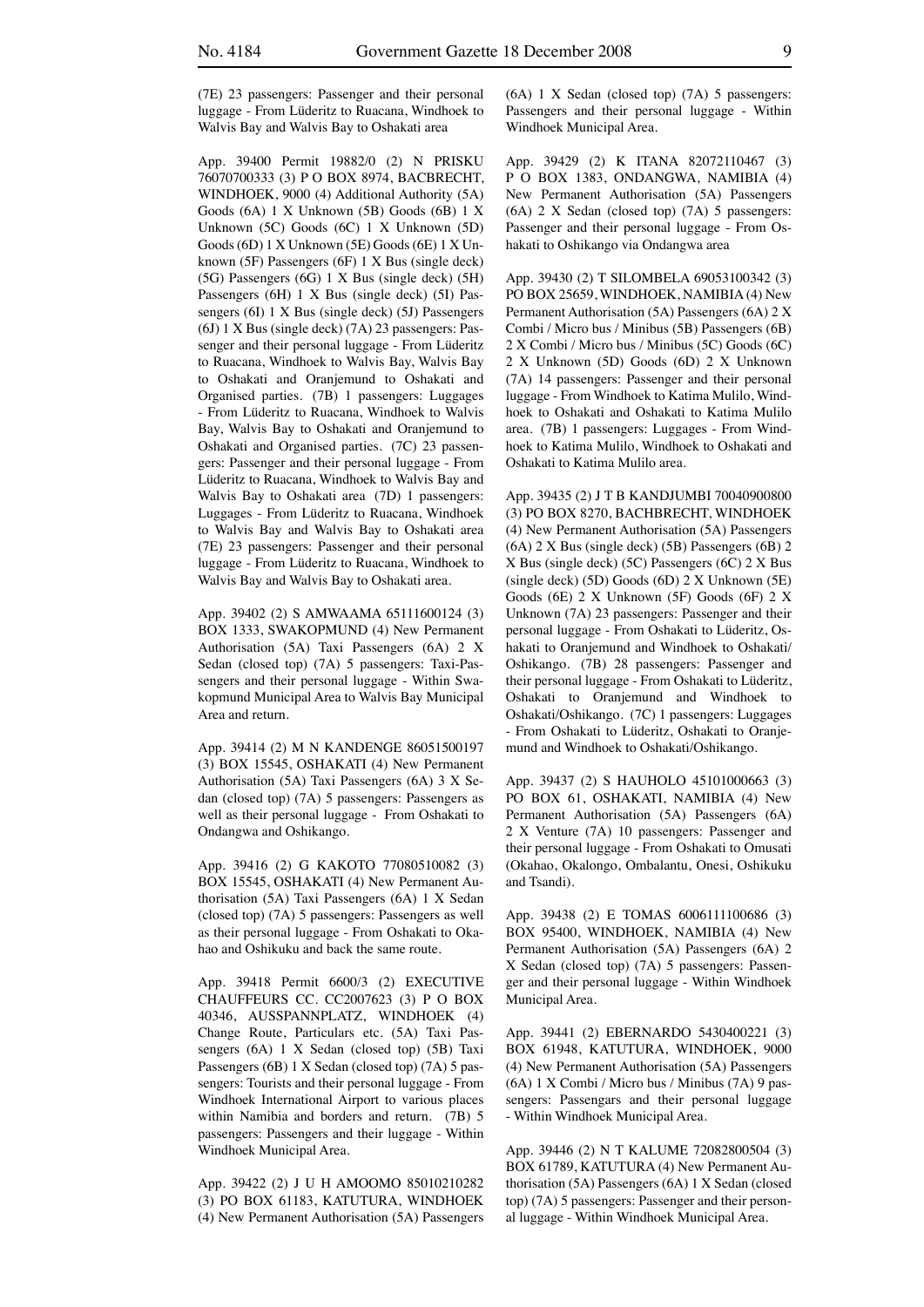(7E) 23 passengers: Passenger and their personal luggage - From Lüderitz to Ruacana, Windhoek to Walvis Bay and Walvis Bay to Oshakati area

App. 39400 Permit 19882/0 (2) N PRISKU 76070700333 (3) P O BOX 8974, BACBRECHT, WINDHOEK, 9000 (4) Additional Authority (5A) Goods (6A) 1 X Unknown (5B) Goods (6B) 1 X Unknown (5C) Goods (6C) 1 X Unknown (5D) Goods (6D) 1 X Unknown (5E) Goods (6E) 1 X Unknown (5F) Passengers (6F) 1 X Bus (single deck) (5G) Passengers (6G) 1 X Bus (single deck) (5H) Passengers (6H) 1 X Bus (single deck) (5I) Passengers (6I) 1 X Bus (single deck) (5J) Passengers (6J) 1 X Bus (single deck) (7A) 23 passengers: Passenger and their personal luggage - From Lüderitz to Ruacana, Windhoek to Walvis Bay, Walvis Bay to Oshakati and Oranjemund to Oshakati and Organised parties. (7B) 1 passengers: Luggages - From Lüderitz to Ruacana, Windhoek to Walvis Bay, Walvis Bay to Oshakati and Oranjemund to Oshakati and Organised parties. (7C) 23 passengers: Passenger and their personal luggage - From Lüderitz to Ruacana, Windhoek to Walvis Bay and Walvis Bay to Oshakati area (7D) 1 passengers: Luggages - From Lüderitz to Ruacana, Windhoek to Walvis Bay and Walvis Bay to Oshakati area (7E) 23 passengers: Passenger and their personal luggage - From Lüderitz to Ruacana, Windhoek to Walvis Bay and Walvis Bay to Oshakati area.

App. 39402 (2) S AMWAAMA 65111600124 (3) BOX 1333, SWAKOPMUND (4) New Permanent Authorisation (5A) Taxi Passengers (6A) 2 X Sedan (closed top) (7A) 5 passengers: Taxi-Passengers and their personal luggage - Within Swakopmund Municipal Area to Walvis Bay Municipal Area and return.

App. 39414 (2) M N KANDENGE 86051500197 (3) BOX 15545, OSHAKATI (4) New Permanent Authorisation (5A) Taxi Passengers (6A) 3 X Sedan (closed top) (7A) 5 passengers: Passengers as well as their personal luggage - From Oshakati to Ondangwa and Oshikango.

App. 39416 (2) G KAKOTO 77080510082 (3) BOX 15545, OSHAKATI (4) New Permanent Authorisation (5A) Taxi Passengers (6A) 1 X Sedan (closed top) (7A) 5 passengers: Passengers as well as their personal luggage - From Oshakati to Okahao and Oshikuku and back the same route.

App. 39418 Permit 6600/3 (2) EXECUTIVE CHAUFFEURS CC. CC2007623 (3) P O BOX 40346, AUSSPANNPLATZ, WINDHOEK (4) Change Route, Particulars etc. (5A) Taxi Passengers (6A) 1 X Sedan (closed top) (5B) Taxi Passengers (6B) 1 X Sedan (closed top) (7A) 5 passengers: Tourists and their personal luggage - From Windhoek International Airport to various places within Namibia and borders and return. (7B) 5 passengers: Passengers and their luggage - Within Windhoek Municipal Area.

App. 39422 (2) J U H AMOOMO 85010210282 (3) PO BOX 61183, KATUTURA, WINDHOEK (4) New Permanent Authorisation (5A) Passengers (6A) 1 X Sedan (closed top) (7A) 5 passengers: Passengers and their personal luggage - Within Windhoek Municipal Area.

App. 39429 (2) K ITANA 82072110467 (3) P O BOX 1383, ONDANGWA, NAMIBIA (4) New Permanent Authorisation (5A) Passengers (6A) 2 X Sedan (closed top) (7A) 5 passengers: Passenger and their personal luggage - From Oshakati to Oshikango via Ondangwa area

App. 39430 (2) T SILOMBELA 69053100342 (3) PO BOX 25659, WINDHOEK, NAMIBIA (4) New Permanent Authorisation (5A) Passengers (6A) 2 X Combi / Micro bus / Minibus (5B) Passengers (6B) 2 X Combi / Micro bus / Minibus (5C) Goods (6C) 2 X Unknown (5D) Goods (6D) 2 X Unknown (7A) 14 passengers: Passenger and their personal luggage - From Windhoek to Katima Mulilo, Windhoek to Oshakati and Oshakati to Katima Mulilo area. (7B) 1 passengers: Luggages - From Windhoek to Katima Mulilo, Windhoek to Oshakati and Oshakati to Katima Mulilo area.

App. 39435 (2) J T B KANDJUMBI 70040900800 (3) PO BOX 8270, BACHBRECHT, WINDHOEK (4) New Permanent Authorisation (5A) Passengers (6A) 2 X Bus (single deck) (5B) Passengers (6B) 2 X Bus (single deck) (5C) Passengers (6C) 2 X Bus (single deck) (5D) Goods (6D) 2 X Unknown (5E) Goods (6E) 2 X Unknown (5F) Goods (6F) 2 X Unknown (7A) 23 passengers: Passenger and their personal luggage - From Oshakati to Lüderitz, Oshakati to Oranjemund and Windhoek to Oshakati/Oshikango. (7B) 28 passengers: Passenger and their personal luggage - From Oshakati to Lüderitz, Oshakati to Oranjemund and Windhoek to Oshakati/Oshikango. (7C) 1 passengers: Luggages - From Oshakati to Lüderitz, Oshakati to Oranjemund and Windhoek to Oshakati/Oshikango.

App. 39437 (2) S HAUHOLO 45101000663 (3) PO BOX 61, OSHAKATI, NAMIBIA (4) New Permanent Authorisation (5A) Passengers (6A) 2 X Venture (7A) 10 passengers: Passenger and their personal luggage - From Oshakati to Omusati (Okahao, Okalongo, Ombalantu, Onesi, Oshikuku and Tsandi).

App. 39438 (2) E TOMAS 6006111100686 (3) BOX 95400, WINDHOEK, NAMIBIA (4) New Permanent Authorisation (5A) Passengers (6A) 2 X Sedan (closed top) (7A) 5 passengers: Passenger and their personal luggage - Within Windhoek Municipal Area.

App. 39441 (2) EBERNARDO 5430400221 (3) BOX 61948, KATUTURA, WINDHOEK, 9000 (4) New Permanent Authorisation (5A) Passengers (6A) 1 X Combi / Micro bus / Minibus (7A) 9 passengers: Passengars and their personal luggage - Within Windhoek Municipal Area.

App. 39446 (2) N T KALUME 72082800504 (3) BOX 61789, KATUTURA (4) New Permanent Authorisation (5A) Passengers (6A) 1 X Sedan (closed top) (7A) 5 passengers: Passenger and their personal luggage - Within Windhoek Municipal Area.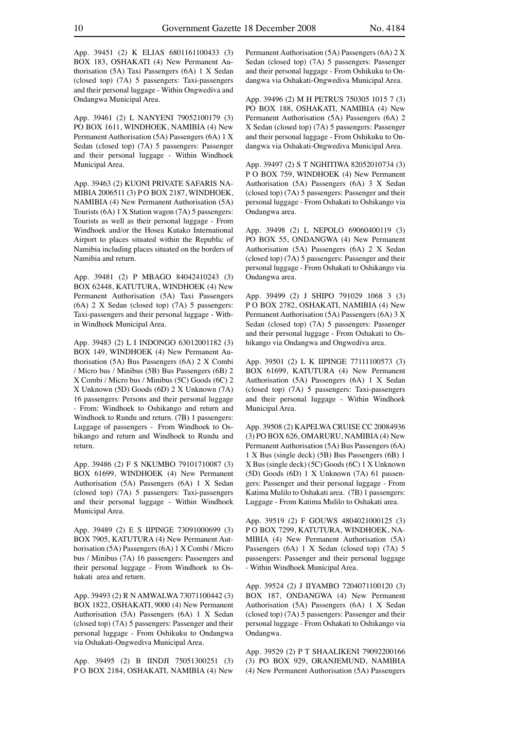App. 39451 (2) K ELIAS 6801161100433 (3) BOX 183, OSHAKATI (4) New Permanent Authorisation (5A) Taxi Passengers (6A) 1 X Sedan (closed top) (7A) 5 passengers: Taxi-passengers and their personal luggage - Within Ongwediva and Ondangwa Municipal Area.

App. 39461 (2) L NANYENI 79052100179 (3) PO BOX 1611, WINDHOEK, NAMIBIA (4) New Permanent Authorisation (5A) Passengers (6A) 1 X Sedan (closed top) (7A) 5 passengers: Passenger and their personal luggage - Within Windhoek Municipal Area.

App. 39463 (2) KUONI PRIVATE SAFARIS NAMIBIA 2006511 (3) P O BOX 2187, WINDHOEK, NAMIBIA (4) New Permanent Authorisation (5A) Tourists (6A) 1 X Station wagon (7A) 5 passengers: Tourists as well as their personal luggage - From Windhoek and/or the Hosea Kutako International Airport to places situated within the Republic of Namibia including places situated on the borders of Namibia and return.

App. 39481 (2) P MBAGO 84042410243 (3) BOX 62448, KATUTURA, WINDHOEK (4) New Permanent Authorisation (5A) Taxi Passengers (6A) 2 X Sedan (closed top) (7A) 5 passengers: Taxi-passengers and their personal luggage - Within Windhoek Municipal Area.

App. 39483 (2) L I INDONGO 63012001182 (3) BOX 149, WINDHOEK (4) New Permanent Authorisation (5A) Bus Passengers (6A) 2 X Combi / Micro bus / Minibus (5B) Bus Passengers (6B) 2 X Combi / Micro bus / Minibus (5C) Goods (6C) 2 X Unknown (5D) Goods (6D) 2 X Unknown (7A) 16 passengers: Persons and their personal luggage - From: Windhoek to Oshikango and return and Windhoek to Rundu and return. (7B) 1 passengers: Luggage of passengers - From Windhoek to Oshikango and return and Windhoek to Rundu and return.

App. 39486 (2) F S NKUMBO 79101710087 (3) BOX 61699, WINDHOEK (4) New Permanent Authorisation (5A) Passengers (6A) 1 X Sedan (closed top) (7A) 5 passengers: Taxi-passengers and their personal luggage - Within Windhoek Municipal Area.

App. 39489 (2) E S IIPINGE 73091000699 (3) BOX 7905, KATUTURA (4) New Permanent Authorisation (5A) Passengers (6A) 1 X Combi / Micro bus / Minibus (7A) 16 passengers: Passengers and their personal luggage - From Windhoek to Oshakati area and return.

App. 39493 (2) R N AMWALWA 73071100442 (3) BOX 1822, OSHAKATI, 9000 (4) New Permanent Authorisation (5A) Passengers (6A) 1 X Sedan (closed top) (7A) 5 passengers: Passenger and their personal luggage - From Oshikuku to Ondangwa via Oshakati-Ongwediva Municipal Area.

App. 39495 (2) B IINDJI 75051300251 (3) P O BOX 2184, OSHAKATI, NAMIBIA (4) New Permanent Authorisation (5A) Passengers (6A) 2 X Sedan (closed top) (7A) 5 passengers: Passenger and their personal luggage - From Oshikuku to Ondangwa via Oshakati-Ongwediva Municipal Area.

App. 39496 (2) M H PETRUS 750305 1015 7 (3) PO BOX 188, OSHAKATI, NAMIBIA (4) New Permanent Authorisation (5A) Passengers (6A) 2 X Sedan (closed top) (7A) 5 passengers: Passenger and their personal luggage - From Oshikuku to Ondangwa via Oshakati-Ongwediva Municipal Area.

App. 39497 (2) S T NGHITIWA 82052010734 (3) P O BOX 759, WINDHOEK (4) New Permanent Authorisation (5A) Passengers (6A) 3 X Sedan (closed top) (7A) 5 passengers: Passenger and their personal luggage - From Oshakati to Oshikango via Ondangwa area.

App. 39498 (2) L NEPOLO 69060400119 (3) PO BOX 55, ONDANGWA (4) New Permanent Authorisation (5A) Passengers (6A) 2 X Sedan (closed top) (7A) 5 passengers: Passenger and their personal luggage - From Oshakati to Oshikango via Ondangwa area.

App. 39499 (2) J SHIPO 791029 1068 3 (3) P O BOX 2782, OSHAKATI, NAMIBIA (4) New Permanent Authorisation (5A) Passengers (6A) 3 X Sedan (closed top) (7A) 5 passengers: Passenger and their personal luggage - From Oshakati to Oshikango via Ondangwa and Ongwediva area.

App. 39501 (2) L K IIPINGE 77111100573 (3) BOX 61699, KATUTURA (4) New Permanent Authorisation (5A) Passengers (6A) 1 X Sedan (closed top) (7A) 5 passengers: Taxi-passengers and their personal luggage - Within Windhoek Municipal Area.

App. 39508 (2) KAPELWA CRUISE CC 20084936 (3) PO BOX 626, OMARURU, NAMIBIA (4) New Permanent Authorisation (5A) Bus Passengers (6A) 1 X Bus (single deck) (5B) Bus Passengers (6B) 1 X Bus (single deck) (5C) Goods (6C) 1 X Unknown (5D) Goods (6D) 1 X Unknown (7A) 61 passengers: Passenger and their personal luggage - From Katima Mulilo to Oshakati area. (7B) 1 passengers: Luggage - From Katima Mulilo to Oshakati area.

App. 39519 (2) F GOUWS 4804021000125 (3) P O BOX 7299, KATUTURA, WINDHOEK, NAMIBIA (4) New Permanent Authorisation (5A) Passengers (6A) 1 X Sedan (closed top) (7A) 5 passengers: Passenger and their personal luggage - Within Windhoek Municipal Area.

App. 39524 (2) J IIYAMBO 7204071100120 (3) BOX 187, ONDANGWA (4) New Permanent Authorisation (5A) Passengers (6A) 1 X Sedan (closed top) (7A) 5 passengers: Passenger and their personal luggage - From Oshakati to Oshikango via Ondangwa.

App. 39529 (2) P T SHAALIKENI 79092200166 (3) PO BOX 929, ORANJEMUND, NAMIBIA (4) New Permanent Authorisation (5A) Passengers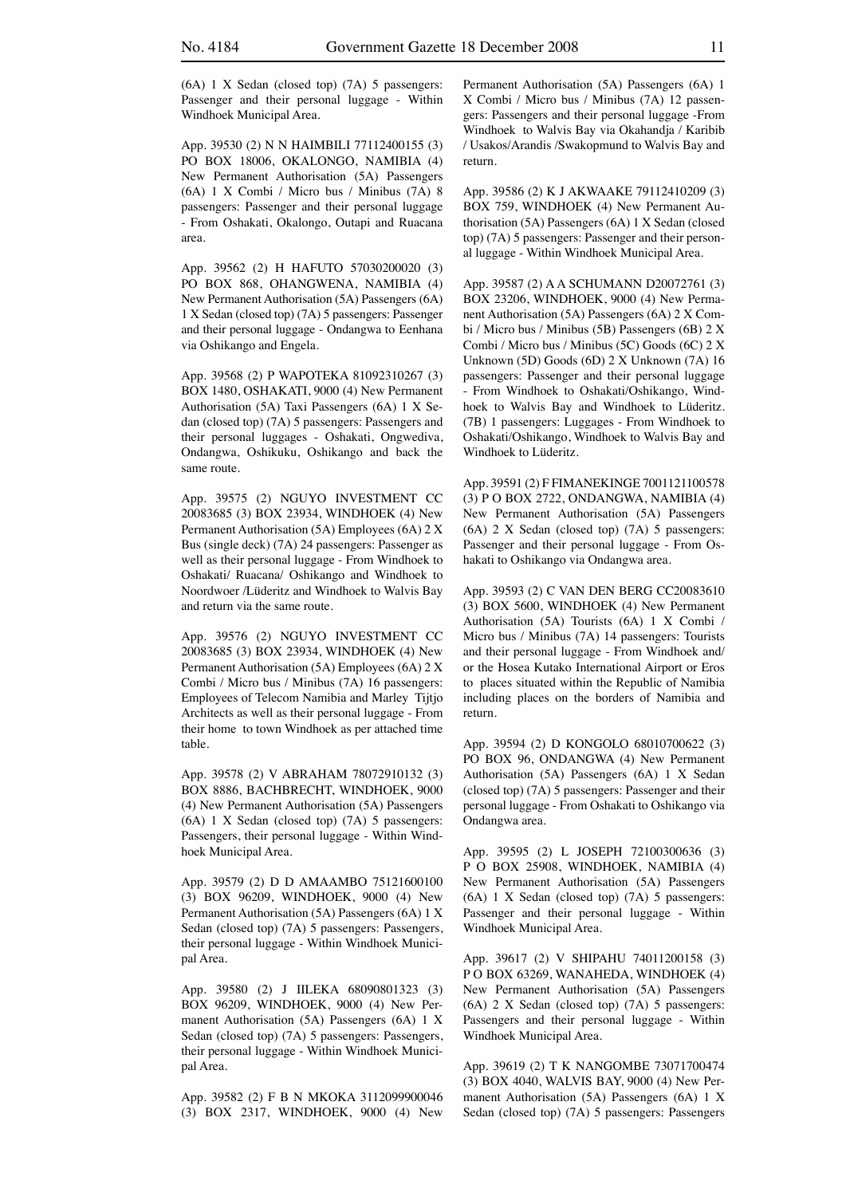(6A) 1 X Sedan (closed top) (7A) 5 passengers: Passenger and their personal luggage - Within Windhoek Municipal Area.

App. 39530 (2) N N HAIMBILI 77112400155 (3) PO BOX 18006, OKALONGO, NAMIBIA (4) New Permanent Authorisation (5A) Passengers (6A) 1 X Combi / Micro bus / Minibus (7A) 8 passengers: Passenger and their personal luggage - From Oshakati, Okalongo, Outapi and Ruacana area.

App. 39562 (2) H HAFUTO 57030200020 (3) PO BOX 868, OHANGWENA, NAMIBIA (4) New Permanent Authorisation (5A) Passengers (6A) 1 X Sedan (closed top) (7A) 5 passengers: Passenger and their personal luggage - Ondangwa to Eenhana via Oshikango and Engela.

App. 39568 (2) P WAPOTEKA 81092310267 (3) BOX 1480, OSHAKATI, 9000 (4) New Permanent Authorisation (5A) Taxi Passengers (6A) 1 X Sedan (closed top) (7A) 5 passengers: Passengers and their personal luggages - Oshakati, Ongwediva, Ondangwa, Oshikuku, Oshikango and back the same route.

App. 39575 (2) NGUYO INVESTMENT CC 20083685 (3) BOX 23934, WINDHOEK (4) New Permanent Authorisation (5A) Employees (6A) 2 X Bus (single deck) (7A) 24 passengers: Passenger as well as their personal luggage - From Windhoek to Oshakati/ Ruacana/ Oshikango and Windhoek to Noordwoer /Lüderitz and Windhoek to Walvis Bay and return via the same route.

App. 39576 (2) NGUYO INVESTMENT CC 20083685 (3) BOX 23934, WINDHOEK (4) New Permanent Authorisation (5A) Employees (6A) 2 X Combi / Micro bus / Minibus (7A) 16 passengers: Employees of Telecom Namibia and Marley Tijtjo Architects as well as their personal luggage - From their home to town Windhoek as per attached time table.

App. 39578 (2) V ABRAHAM 78072910132 (3) BOX 8886, BACHBRECHT, WINDHOEK, 9000 (4) New Permanent Authorisation (5A) Passengers (6A) 1 X Sedan (closed top) (7A) 5 passengers: Passengers, their personal luggage - Within Windhoek Municipal Area.

App. 39579 (2) D D AMAAMBO 75121600100 (3) BOX 96209, WINDHOEK, 9000 (4) New Permanent Authorisation (5A) Passengers (6A) 1 X Sedan (closed top) (7A) 5 passengers: Passengers, their personal luggage - Within Windhoek Municipal Area.

App. 39580 (2) J IILEKA 68090801323 (3) BOX 96209, WINDHOEK, 9000 (4) New Permanent Authorisation (5A) Passengers (6A) 1 X Sedan (closed top) (7A) 5 passengers: Passengers, their personal luggage - Within Windhoek Municipal Area.

App. 39582 (2) F B N MKOKA 3112099900046 (3) BOX 2317, WINDHOEK, 9000 (4) New Permanent Authorisation (5A) Passengers (6A) 1 X Combi / Micro bus / Minibus (7A) 12 passengers: Passengers and their personal luggage -From Windhoek to Walvis Bay via Okahandja / Karibib / Usakos/Arandis /Swakopmund to Walvis Bay and return.

App. 39586 (2) K J AKWAAKE 79112410209 (3) BOX 759, WINDHOEK (4) New Permanent Authorisation (5A) Passengers (6A) 1 X Sedan (closed top) (7A) 5 passengers: Passenger and their personal luggage - Within Windhoek Municipal Area.

App. 39587 (2) A A SCHUMANN D20072761 (3) BOX 23206, WINDHOEK, 9000 (4) New Permanent Authorisation (5A) Passengers (6A) 2 X Combi / Micro bus / Minibus (5B) Passengers (6B) 2 X Combi / Micro bus / Minibus (5C) Goods (6C) 2 X Unknown (5D) Goods (6D) 2 X Unknown (7A) 16 passengers: Passenger and their personal luggage - From Windhoek to Oshakati/Oshikango, Windhoek to Walvis Bay and Windhoek to Lüderitz. (7B) 1 passengers: Luggages - From Windhoek to Oshakati/Oshikango, Windhoek to Walvis Bay and Windhoek to Lüderitz.

App. 39591 (2) F FIMANEKINGE 7001121100578 (3) P O BOX 2722, ONDANGWA, NAMIBIA (4) New Permanent Authorisation (5A) Passengers (6A) 2 X Sedan (closed top) (7A) 5 passengers: Passenger and their personal luggage - From Oshakati to Oshikango via Ondangwa area.

App. 39593 (2) C VAN DEN BERG CC20083610 (3) BOX 5600, WINDHOEK (4) New Permanent Authorisation (5A) Tourists (6A) 1 X Combi / Micro bus / Minibus (7A) 14 passengers: Tourists and their personal luggage - From Windhoek and/ or the Hosea Kutako International Airport or Eros to places situated within the Republic of Namibia including places on the borders of Namibia and return.

App. 39594 (2) D KONGOLO 68010700622 (3) PO BOX 96, ONDANGWA (4) New Permanent Authorisation (5A) Passengers (6A) 1 X Sedan (closed top) (7A) 5 passengers: Passenger and their personal luggage - From Oshakati to Oshikango via Ondangwa area.

App. 39595 (2) L JOSEPH 72100300636 (3) P O BOX 25908, WINDHOEK, NAMIBIA (4) New Permanent Authorisation (5A) Passengers (6A) 1 X Sedan (closed top) (7A) 5 passengers: Passenger and their personal luggage - Within Windhoek Municipal Area.

App. 39617 (2) V SHIPAHU 74011200158 (3) P O BOX 63269, WANAHEDA, WINDHOEK (4) New Permanent Authorisation (5A) Passengers (6A) 2 X Sedan (closed top) (7A) 5 passengers: Passengers and their personal luggage - Within Windhoek Municipal Area.

App. 39619 (2) T K NANGOMBE 73071700474 (3) BOX 4040, WALVIS BAY, 9000 (4) New Permanent Authorisation (5A) Passengers (6A) 1 X Sedan (closed top) (7A) 5 passengers: Passengers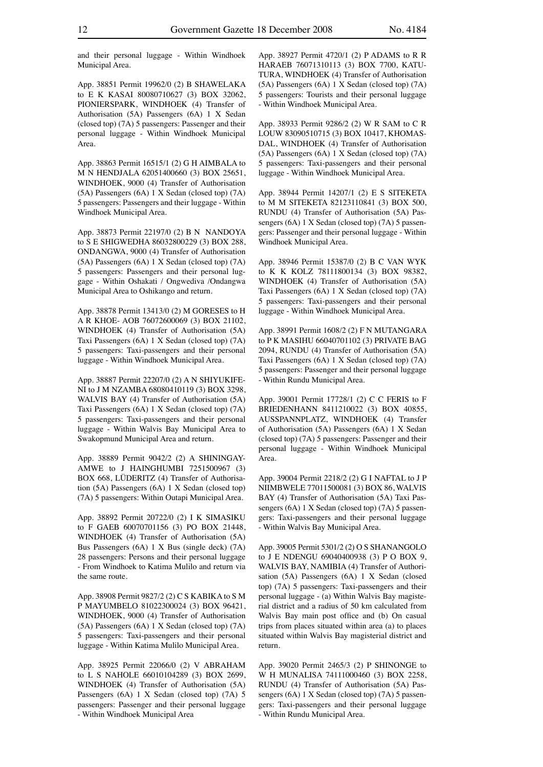and their personal luggage - Within Windhoek Municipal Area.

App. 38851 Permit 19962/0 (2) B SHAWELAKA to E K KASAI 80080710627 (3) BOX 32062, PIONIERSPARK, WINDHOEK (4) Transfer of Authorisation (5A) Passengers (6A) 1 X Sedan (closed top) (7A) 5 passengers: Passenger and their personal luggage - Within Windhoek Municipal Area.

App. 38863 Permit 16515/1 (2) G H AIMBALA to M N HENDJALA 62051400660 (3) BOX 25651, WINDHOEK, 9000 (4) Transfer of Authorisation (5A) Passengers (6A) 1 X Sedan (closed top) (7A) 5 passengers: Passengers and their luggage - Within Windhoek Municipal Area.

App. 38873 Permit 22197/0 (2) B N NANDOYA to S E SHIGWEDHA 86032800229 (3) BOX 288, ONDANGWA, 9000 (4) Transfer of Authorisation (5A) Passengers (6A) 1 X Sedan (closed top) (7A) 5 passengers: Passengers and their personal luggage - Within Oshakati / Ongwediva /Ondangwa Municipal Area to Oshikango and return.

App. 38878 Permit 13413/0 (2) M GORESES to H A R KHOE- AOB 76072600069 (3) BOX 21102, WINDHOEK (4) Transfer of Authorisation (5A) Taxi Passengers (6A) 1 X Sedan (closed top) (7A) 5 passengers: Taxi-passengers and their personal luggage - Within Windhoek Municipal Area.

App. 38887 Permit 22207/0 (2) A N SHIYUKIFENI to J M NZAMBA 68080410119 (3) BOX 3298, WALVIS BAY (4) Transfer of Authorisation (5A) Taxi Passengers (6A) 1 X Sedan (closed top) (7A) 5 passengers: Taxi-passengers and their personal luggage - Within Walvis Bay Municipal Area to Swakopmund Municipal Area and return.

App. 38889 Permit 9042/2 (2) A SHININGAYAMWE to J HAINGHUMBI 7251500967 (3) BOX 668, LÜDERITZ (4) Transfer of Authorisation (5A) Passengers (6A) 1 X Sedan (closed top) (7A) 5 passengers: Within Outapi Municipal Area.

App. 38892 Permit 20722/0 (2) I K SIMASIKU to F GAEB 60070701156 (3) PO BOX 21448, WINDHOEK (4) Transfer of Authorisation (5A) Bus Passengers (6A) 1 X Bus (single deck) (7A) 28 passengers: Persons and their personal luggage - From Windhoek to Katima Mulilo and return via the same route.

App. 38908 Permit 9827/2 (2) C S KABIKA to S M P MAYUMBELO 81022300024 (3) BOX 96421, WINDHOEK, 9000 (4) Transfer of Authorisation (5A) Passengers (6A) 1 X Sedan (closed top) (7A) 5 passengers: Taxi-passengers and their personal luggage - Within Katima Mulilo Municipal Area.

App. 38925 Permit 22066/0 (2) V ABRAHAM to L S NAHOLE 66010104289 (3) BOX 2699, WINDHOEK (4) Transfer of Authorisation (5A) Passengers (6A) 1 X Sedan (closed top) (7A) 5 passengers: Passenger and their personal luggage - Within Windhoek Municipal Area

App. 38927 Permit 4720/1 (2) P ADAMS to R R HARAEB 76071310113 (3) BOX 7700, KATUTURA, WINDHOEK (4) Transfer of Authorisation (5A) Passengers (6A) 1 X Sedan (closed top) (7A) 5 passengers: Tourists and their personal luggage - Within Windhoek Municipal Area.

App. 38933 Permit 9286/2 (2) W R SAM to C R LOUW 83090510715 (3) BOX 10417, KHOMASDAL, WINDHOEK (4) Transfer of Authorisation (5A) Passengers (6A) 1 X Sedan (closed top) (7A) 5 passengers: Taxi-passengers and their personal luggage - Within Windhoek Municipal Area.

App. 38944 Permit 14207/1 (2) E S SITEKETA to M M SITEKETA 82123110841 (3) BOX 500, RUNDU (4) Transfer of Authorisation (5A) Passengers (6A) 1 X Sedan (closed top) (7A) 5 passengers: Passenger and their personal luggage - Within Windhoek Municipal Area.

App. 38946 Permit 15387/0 (2) B C VAN WYK to K K KOLZ 78111800134 (3) BOX 98382, WINDHOEK (4) Transfer of Authorisation (5A) Taxi Passengers (6A) 1 X Sedan (closed top) (7A) 5 passengers: Taxi-passengers and their personal luggage - Within Windhoek Municipal Area.

App. 38991 Permit 1608/2 (2) F N MUTANGARA to P K MASIHU 66040701102 (3) PRIVATE BAG 2094, RUNDU (4) Transfer of Authorisation (5A) Taxi Passengers (6A) 1 X Sedan (closed top) (7A) 5 passengers: Passenger and their personal luggage - Within Rundu Municipal Area.

App. 39001 Permit 17728/1 (2) C C FERIS to F BRIEDENHANN 8411210022 (3) BOX 40855, AUSSPANNPLATZ, WINDHOEK (4) Transfer of Authorisation (5A) Passengers (6A) 1 X Sedan (closed top) (7A) 5 passengers: Passenger and their personal luggage - Within Windhoek Municipal Area.

App. 39004 Permit 2218/2 (2) G I NAFTAL to J P NIIMBWELE 77011500081 (3) BOX 86, WALVIS BAY (4) Transfer of Authorisation (5A) Taxi Passengers (6A) 1 X Sedan (closed top) (7A) 5 passengers: Taxi-passengers and their personal luggage - Within Walvis Bay Municipal Area.

App. 39005 Permit 5301/2 (2) O S SHANANGOLO to J E NDENGU 69040400938 (3) P O BOX 9, WALVIS BAY, NAMIBIA (4) Transfer of Authorisation (5A) Passengers (6A) 1 X Sedan (closed top) (7A) 5 passengers: Taxi-passengers and their personal luggage - (a) Within Walvis Bay magisterial district and a radius of 50 km calculated from Walvis Bay main post office and (b) On casual trips from places situated within area (a) to places situated within Walvis Bay magisterial district and return.

App. 39020 Permit 2465/3 (2) P SHINONGE to W H MUNALISA 74111000460 (3) BOX 2258, RUNDU (4) Transfer of Authorisation (5A) Passengers (6A) 1 X Sedan (closed top) (7A) 5 passengers: Taxi-passengers and their personal luggage - Within Rundu Municipal Area.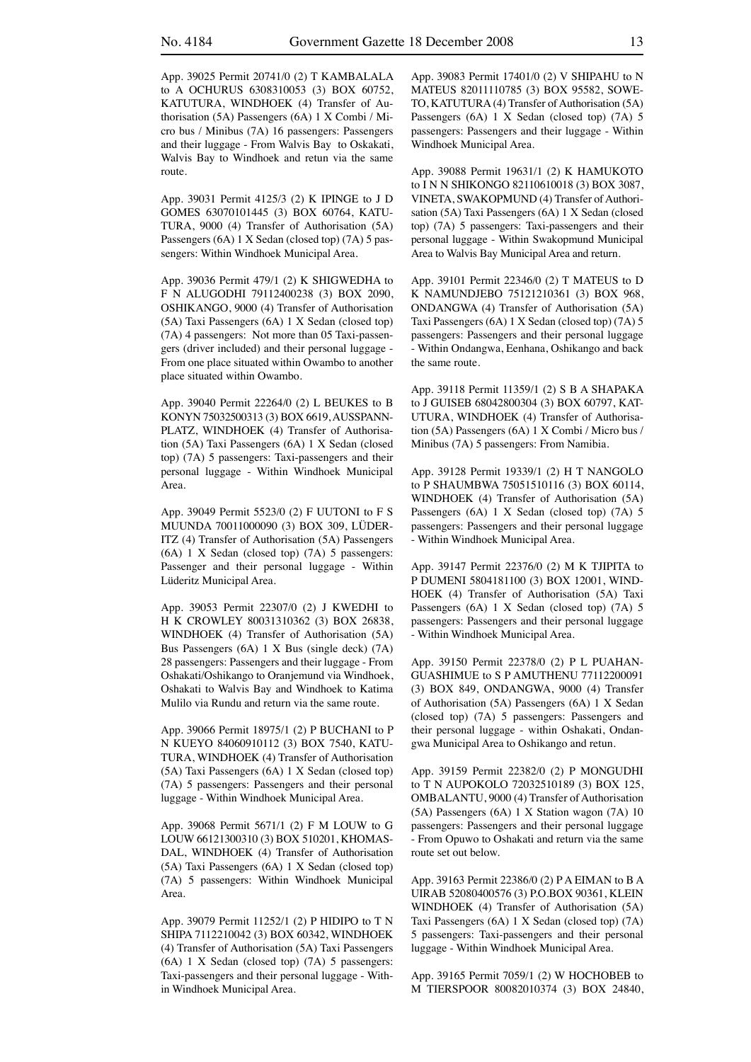App. 39025 Permit 20741/0 (2) T KAMBALALA to A OCHURUS 6308310053 (3) BOX 60752, KATUTURA, WINDHOEK (4) Transfer of Authorisation (5A) Passengers (6A) 1 X Combi / Micro bus / Minibus (7A) 16 passengers: Passengers and their luggage - From Walvis Bay to Oskakati, Walvis Bay to Windhoek and retun via the same route.

App. 39031 Permit 4125/3 (2) K IPINGE to J D GOMES 63070101445 (3) BOX 60764, KATUTURA, 9000 (4) Transfer of Authorisation (5A) Passengers (6A) 1 X Sedan (closed top) (7A) 5 passengers: Within Windhoek Municipal Area.

App. 39036 Permit 479/1 (2) K SHIGWEDHA to F N ALUGODHI 79112400238 (3) BOX 2090, OSHIKANGO, 9000 (4) Transfer of Authorisation (5A) Taxi Passengers (6A) 1 X Sedan (closed top) (7A) 4 passengers: Not more than 05 Taxi-passengers (driver included) and their personal luggage - From one place situated within Owambo to another place situated within Owambo.

App. 39040 Permit 22264/0 (2) L BEUKES to B KONYN 75032500313 (3) BOX 6619, AUSSPANNPLATZ, WINDHOEK (4) Transfer of Authorisation (5A) Taxi Passengers (6A) 1 X Sedan (closed top) (7A) 5 passengers: Taxi-passengers and their personal luggage - Within Windhoek Municipal Area.

App. 39049 Permit 5523/0 (2) F UUTONI to F S MUUNDA 70011000090 (3) BOX 309, LÜDERITZ (4) Transfer of Authorisation (5A) Passengers (6A) 1 X Sedan (closed top) (7A) 5 passengers: Passenger and their personal luggage - Within Lüderitz Municipal Area.

App. 39053 Permit 22307/0 (2) J KWEDHI to H K CROWLEY 80031310362 (3) BOX 26838, WINDHOEK (4) Transfer of Authorisation (5A) Bus Passengers (6A) 1 X Bus (single deck) (7A) 28 passengers: Passengers and their luggage - From Oshakati/Oshikango to Oranjemund via Windhoek, Oshakati to Walvis Bay and Windhoek to Katima Mulilo via Rundu and return via the same route.

App. 39066 Permit 18975/1 (2) P BUCHANI to P N KUEYO 84060910112 (3) BOX 7540, KATUTURA, WINDHOEK (4) Transfer of Authorisation (5A) Taxi Passengers (6A) 1 X Sedan (closed top) (7A) 5 passengers: Passengers and their personal luggage - Within Windhoek Municipal Area.

App. 39068 Permit 5671/1 (2) F M LOUW to G LOUW 66121300310 (3) BOX 510201, KHOMASDAL, WINDHOEK (4) Transfer of Authorisation (5A) Taxi Passengers (6A) 1 X Sedan (closed top) (7A) 5 passengers: Within Windhoek Municipal Area.

App. 39079 Permit 11252/1 (2) P HIDIPO to T N SHIPA 7112210042 (3) BOX 60342, WINDHOEK (4) Transfer of Authorisation (5A) Taxi Passengers (6A) 1 X Sedan (closed top) (7A) 5 passengers: Taxi-passengers and their personal luggage - Within Windhoek Municipal Area.

App. 39083 Permit 17401/0 (2) V SHIPAHU to N MATEUS 82011110785 (3) BOX 95582, SOWETO, KATUTURA (4) Transfer of Authorisation (5A) Passengers (6A) 1 X Sedan (closed top) (7A) 5 passengers: Passengers and their luggage - Within Windhoek Municipal Area.

App. 39088 Permit 19631/1 (2) K HAMUKOTO to I N N SHIKONGO 82110610018 (3) BOX 3087, VINETA, SWAKOPMUND (4) Transfer of Authorisation (5A) Taxi Passengers (6A) 1 X Sedan (closed top) (7A) 5 passengers: Taxi-passengers and their personal luggage - Within Swakopmund Municipal Area to Walvis Bay Municipal Area and return.

App. 39101 Permit 22346/0 (2) T MATEUS to D K NAMUNDJEBO 75121210361 (3) BOX 968, ONDANGWA (4) Transfer of Authorisation (5A) Taxi Passengers (6A) 1 X Sedan (closed top) (7A) 5 passengers: Passengers and their personal luggage - Within Ondangwa, Eenhana, Oshikango and back the same route.

App. 39118 Permit 11359/1 (2) S B A SHAPAKA to J GUISEB 68042800304 (3) BOX 60797, KATUTURA, WINDHOEK (4) Transfer of Authorisation (5A) Passengers (6A) 1 X Combi / Micro bus / Minibus (7A) 5 passengers: From Namibia.

App. 39128 Permit 19339/1 (2) H T NANGOLO to P SHAUMBWA 75051510116 (3) BOX 60114, WINDHOEK (4) Transfer of Authorisation (5A) Passengers (6A) 1 X Sedan (closed top) (7A) 5 passengers: Passengers and their personal luggage - Within Windhoek Municipal Area.

App. 39147 Permit 22376/0 (2) M K TJIPITA to P DUMENI 5804181100 (3) BOX 12001, WINDHOEK (4) Transfer of Authorisation (5A) Taxi Passengers (6A) 1 X Sedan (closed top) (7A) 5 passengers: Passengers and their personal luggage - Within Windhoek Municipal Area.

App. 39150 Permit 22378/0 (2) P L PUAHANGUASHIMUE to S P AMUTHENU 77112200091 (3) BOX 849, ONDANGWA, 9000 (4) Transfer of Authorisation (5A) Passengers (6A) 1 X Sedan (closed top) (7A) 5 passengers: Passengers and their personal luggage - within Oshakati, Ondangwa Municipal Area to Oshikango and retun.

App. 39159 Permit 22382/0 (2) P MONGUDHI to T N AUPOKOLO 72032510189 (3) BOX 125, OMBALANTU, 9000 (4) Transfer of Authorisation (5A) Passengers (6A) 1 X Station wagon (7A) 10 passengers: Passengers and their personal luggage - From Opuwo to Oshakati and return via the same route set out below.

App. 39163 Permit 22386/0 (2) P A EIMAN to B A UIRAB 52080400576 (3) P.O.BOX 90361, KLEIN WINDHOEK (4) Transfer of Authorisation (5A) Taxi Passengers (6A) 1 X Sedan (closed top) (7A) 5 passengers: Taxi-passengers and their personal luggage - Within Windhoek Municipal Area.

App. 39165 Permit 7059/1 (2) W HOCHOBEB to M TIERSPOOR 80082010374 (3) BOX 24840,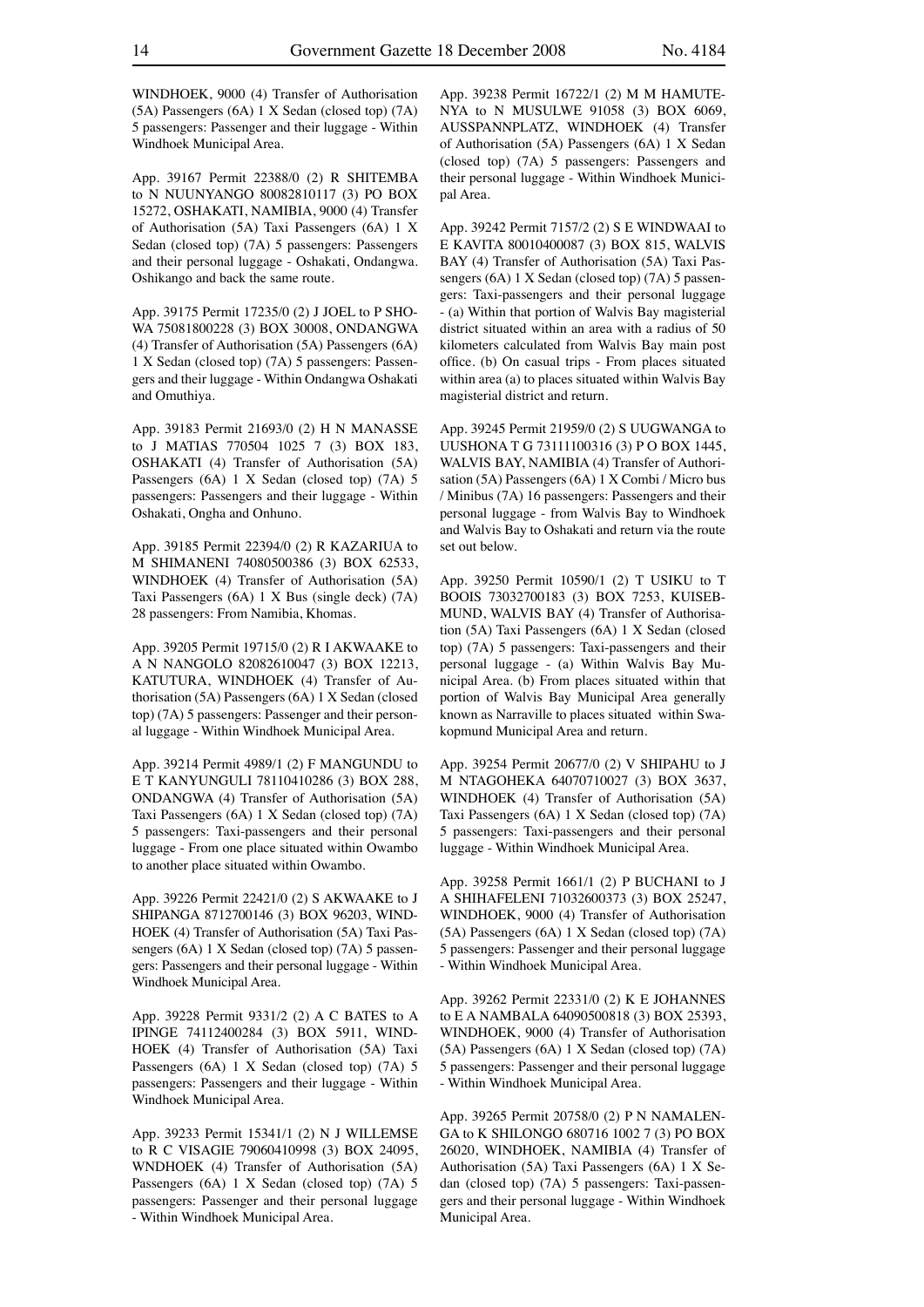WINDHOEK, 9000 (4) Transfer of Authorisation (5A) Passengers (6A) 1 X Sedan (closed top) (7A) 5 passengers: Passenger and their luggage - Within Windhoek Municipal Area.

App. 39167 Permit 22388/0 (2) R SHITEMBA to N NUUNYANGO 80082810117 (3) PO BOX 15272, OSHAKATI, NAMIBIA, 9000 (4) Transfer of Authorisation (5A) Taxi Passengers (6A) 1 X Sedan (closed top) (7A) 5 passengers: Passengers and their personal luggage - Oshakati, Ondangwa. Oshikango and back the same route.

App. 39175 Permit 17235/0 (2) J JOEL to P SHOWA 75081800228 (3) BOX 30008, ONDANGWA (4) Transfer of Authorisation (5A) Passengers (6A) 1 X Sedan (closed top) (7A) 5 passengers: Passengers and their luggage - Within Ondangwa Oshakati and Omuthiya.

App. 39183 Permit 21693/0 (2) H N MANASSE to J MATIAS 770504 1025 7 (3) BOX 183, OSHAKATI (4) Transfer of Authorisation (5A) Passengers (6A) 1 X Sedan (closed top) (7A) 5 passengers: Passengers and their luggage - Within Oshakati, Ongha and Onhuno.

App. 39185 Permit 22394/0 (2) R KAZARIUA to M SHIMANENI 74080500386 (3) BOX 62533, WINDHOEK (4) Transfer of Authorisation (5A) Taxi Passengers (6A) 1 X Bus (single deck) (7A) 28 passengers: From Namibia, Khomas.

App. 39205 Permit 19715/0 (2) R I AKWAAKE to A N NANGOLO 82082610047 (3) BOX 12213, KATUTURA, WINDHOEK (4) Transfer of Authorisation (5A) Passengers (6A) 1 X Sedan (closed top) (7A) 5 passengers: Passenger and their personal luggage - Within Windhoek Municipal Area.

App. 39214 Permit 4989/1 (2) F MANGUNDU to E T KANYUNGULI 78110410286 (3) BOX 288, ONDANGWA (4) Transfer of Authorisation (5A) Taxi Passengers (6A) 1 X Sedan (closed top) (7A) 5 passengers: Taxi-passengers and their personal luggage - From one place situated within Owambo to another place situated within Owambo.

App. 39226 Permit 22421/0 (2) S AKWAAKE to J SHIPANGA 8712700146 (3) BOX 96203, WINDHOEK (4) Transfer of Authorisation (5A) Taxi Passengers (6A) 1 X Sedan (closed top) (7A) 5 passengers: Passengers and their personal luggage - Within Windhoek Municipal Area.

App. 39228 Permit 9331/2 (2) A C BATES to A IPINGE 74112400284 (3) BOX 5911, WINDHOEK (4) Transfer of Authorisation (5A) Taxi Passengers (6A) 1 X Sedan (closed top) (7A) 5 passengers: Passengers and their luggage - Within Windhoek Municipal Area.

App. 39233 Permit 15341/1 (2) N J WILLEMSE to R C VISAGIE 79060410998 (3) BOX 24095, WNDHOEK (4) Transfer of Authorisation (5A) Passengers (6A) 1 X Sedan (closed top) (7A) 5 passengers: Passenger and their personal luggage - Within Windhoek Municipal Area.

App. 39238 Permit 16722/1 (2) M M HAMUTENYA to N MUSULWE 91058 (3) BOX 6069, AUSSPANNPLATZ, WINDHOEK (4) Transfer of Authorisation (5A) Passengers (6A) 1 X Sedan (closed top) (7A) 5 passengers: Passengers and their personal luggage - Within Windhoek Municipal Area.

App. 39242 Permit 7157/2 (2) S E WINDWAAI to E KAVITA 80010400087 (3) BOX 815, WALVIS BAY (4) Transfer of Authorisation (5A) Taxi Passengers (6A) 1 X Sedan (closed top) (7A) 5 passengers: Taxi-passengers and their personal luggage - (a) Within that portion of Walvis Bay magisterial district situated within an area with a radius of 50 kilometers calculated from Walvis Bay main post office. (b) On casual trips - From places situated within area (a) to places situated within Walvis Bay magisterial district and return.

App. 39245 Permit 21959/0 (2) S UUGWANGA to UUSHONA T G 73111100316 (3) P O BOX 1445, WALVIS BAY, NAMIBIA (4) Transfer of Authorisation (5A) Passengers (6A) 1 X Combi / Micro bus / Minibus (7A) 16 passengers: Passengers and their personal luggage - from Walvis Bay to Windhoek and Walvis Bay to Oshakati and return via the route set out below.

App. 39250 Permit 10590/1 (2) T USIKU to T BOOIS 73032700183 (3) BOX 7253, KUISEBMUND, WALVIS BAY (4) Transfer of Authorisation (5A) Taxi Passengers (6A) 1 X Sedan (closed top) (7A) 5 passengers: Taxi-passengers and their personal luggage - (a) Within Walvis Bay Municipal Area. (b) From places situated within that portion of Walvis Bay Municipal Area generally known as Narraville to places situated within Swakopmund Municipal Area and return.

App. 39254 Permit 20677/0 (2) V SHIPAHU to J M NTAGOHEKA 64070710027 (3) BOX 3637, WINDHOEK (4) Transfer of Authorisation (5A) Taxi Passengers (6A) 1 X Sedan (closed top) (7A) 5 passengers: Taxi-passengers and their personal luggage - Within Windhoek Municipal Area.

App. 39258 Permit 1661/1 (2) P BUCHANI to J A SHIHAFELENI 71032600373 (3) BOX 25247, WINDHOEK, 9000 (4) Transfer of Authorisation (5A) Passengers (6A) 1 X Sedan (closed top) (7A) 5 passengers: Passenger and their personal luggage - Within Windhoek Municipal Area.

App. 39262 Permit 22331/0 (2) K E JOHANNES to E A NAMBALA 64090500818 (3) BOX 25393, WINDHOEK, 9000 (4) Transfer of Authorisation (5A) Passengers (6A) 1 X Sedan (closed top) (7A) 5 passengers: Passenger and their personal luggage - Within Windhoek Municipal Area.

App. 39265 Permit 20758/0 (2) P N NAMALENGA to K SHILONGO 680716 1002 7 (3) PO BOX 26020, WINDHOEK, NAMIBIA (4) Transfer of Authorisation (5A) Taxi Passengers (6A) 1 X Sedan (closed top) (7A) 5 passengers: Taxi-passengers and their personal luggage - Within Windhoek Municipal Area.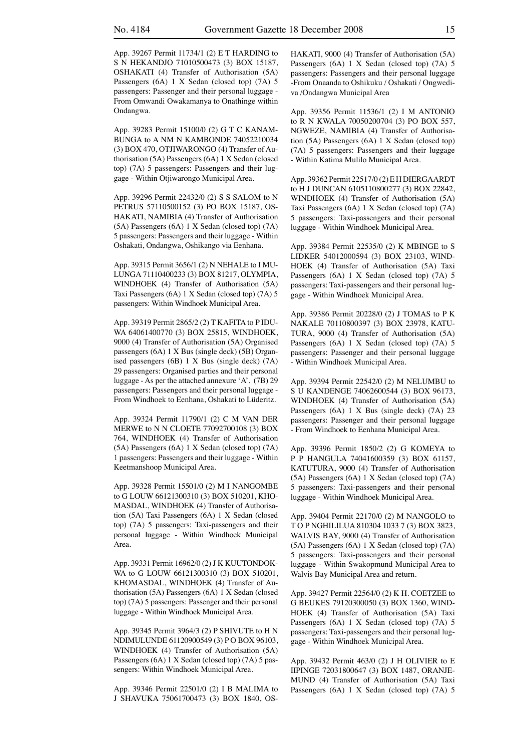App. 39267 Permit 11734/1 (2) E T HARDING to S N HEKANDJO 71010500473 (3) BOX 15187, OSHAKATI (4) Transfer of Authorisation (5A) Passengers (6A) 1 X Sedan (closed top) (7A) 5 passengers: Passenger and their personal luggage - From Omwandi Owakamanya to Onathinge within Ondangwa.

App. 39283 Permit 15100/0 (2) G T C KANAMBUNGA to A NM N KAMBONDE 74052210034 (3) BOX 470, OTJIWARONGO (4) Transfer of Authorisation (5A) Passengers (6A) 1 X Sedan (closed top) (7A) 5 passengers: Passengers and their luggage - Within Otjiwarongo Municipal Area.

App. 39296 Permit 22432/0 (2) S S SALOM to N PETRUS 57110500152 (3) PO BOX 15187, OSHAKATI, NAMIBIA (4) Transfer of Authorisation (5A) Passengers (6A) 1 X Sedan (closed top) (7A) 5 passengers: Passengers and their luggage - Within Oshakati, Ondangwa, Oshikango via Eenhana.

App. 39315 Permit 3656/1 (2) N NEHALE to I MULUNGA 71110400233 (3) BOX 81217, OLYMPIA, WINDHOEK (4) Transfer of Authorisation (5A) Taxi Passengers (6A) 1 X Sedan (closed top) (7A) 5 passengers: Within Windhoek Municipal Area.

App. 39319 Permit 2865/2 (2) T KAFITA to P IDUWA 64061400770 (3) BOX 25815, WINDHOEK, 9000 (4) Transfer of Authorisation (5A) Organised passengers (6A) 1 X Bus (single deck) (5B) Organised passengers (6B) 1 X Bus (single deck) (7A) 29 passengers: Organised parties and their personal luggage - As per the attached annexure 'A'. (7B) 29 passengers: Passengers and their personal luggage - From Windhoek to Eenhana, Oshakati to Lüderitz.

App. 39324 Permit 11790/1 (2) C M VAN DER MERWE to N N CLOETE 77092700108 (3) BOX 764, WINDHOEK (4) Transfer of Authorisation (5A) Passengers (6A) 1 X Sedan (closed top) (7A) 1 passengers: Passengers and their luggage - Within Keetmanshoop Municipal Area.

App. 39328 Permit 15501/0 (2) M I NANGOMBE to G LOUW 66121300310 (3) BOX 510201, KHOMASDAL, WINDHOEK (4) Transfer of Authorisation (5A) Taxi Passengers (6A) 1 X Sedan (closed top) (7A) 5 passengers: Taxi-passengers and their personal luggage - Within Windhoek Municipal Area.

App. 39331 Permit 16962/0 (2) J K KUUTONDOKWA to G LOUW 66121300310 (3) BOX 510201, KHOMASDAL, WINDHOEK (4) Transfer of Authorisation (5A) Passengers (6A) 1 X Sedan (closed top) (7A) 5 passengers: Passenger and their personal luggage - Within Windhoek Municipal Area.

App. 39345 Permit 3964/3 (2) P SHIVUTE to H N NDIMULUNDE 61120900549 (3) P O BOX 96103, WINDHOEK (4) Transfer of Authorisation (5A) Passengers (6A) 1 X Sedan (closed top) (7A) 5 passengers: Within Windhoek Municipal Area.

App. 39346 Permit 22501/0 (2) I B MALIMA to J SHAVUKA 75061700473 (3) BOX 1840, OSHAKATI, 9000 (4) Transfer of Authorisation (5A) Passengers (6A) 1 X Sedan (closed top) (7A) 5 passengers: Passengers and their personal luggage -From Onaanda to Oshikuku / Oshakati / Ongwediva /Ondangwa Municipal Area

App. 39356 Permit 11536/1 (2) I M ANTONIO to R N KWALA 70050200704 (3) PO BOX 557, NGWEZE, NAMIBIA (4) Transfer of Authorisation (5A) Passengers (6A) 1 X Sedan (closed top) (7A) 5 passengers: Passengers and their luggage - Within Katima Mulilo Municipal Area.

App. 39362 Permit 22517/0 (2) E H DIERGAARDT to H J DUNCAN 6105110800277 (3) BOX 22842, WINDHOEK (4) Transfer of Authorisation (5A) Taxi Passengers (6A) 1 X Sedan (closed top) (7A) 5 passengers: Taxi-passengers and their personal luggage - Within Windhoek Municipal Area.

App. 39384 Permit 22535/0 (2) K MBINGE to S LIDKER 54012000594 (3) BOX 23103, WINDHOEK (4) Transfer of Authorisation (5A) Taxi Passengers (6A) 1 X Sedan (closed top) (7A) 5 passengers: Taxi-passengers and their personal luggage - Within Windhoek Municipal Area.

App. 39386 Permit 20228/0 (2) J TOMAS to P K NAKALE 70110800397 (3) BOX 23978, KATUTURA, 9000 (4) Transfer of Authorisation (5A) Passengers (6A) 1 X Sedan (closed top) (7A) 5 passengers: Passenger and their personal luggage - Within Windhoek Municipal Area.

App. 39394 Permit 22542/0 (2) M NELUMBU to S U KANDENGE 74062600544 (3) BOX 96173, WINDHOEK (4) Transfer of Authorisation (5A) Passengers (6A) 1 X Bus (single deck) (7A) 23 passengers: Passenger and their personal luggage - From Windhoek to Eenhana Municipal Area.

App. 39396 Permit 1850/2 (2) G KOMEYA to P P HANGULA 74041600359 (3) BOX 61157, KATUTURA, 9000 (4) Transfer of Authorisation (5A) Passengers (6A) 1 X Sedan (closed top) (7A) 5 passengers: Taxi-passengers and their personal luggage - Within Windhoek Municipal Area.

App. 39404 Permit 22170/0 (2) M NANGOLO to T O P NGHILILUA 810304 1033 7 (3) BOX 3823, WALVIS BAY, 9000 (4) Transfer of Authorisation (5A) Passengers (6A) 1 X Sedan (closed top) (7A) 5 passengers: Taxi-passengers and their personal luggage - Within Swakopmund Municipal Area to Walvis Bay Municipal Area and return.

App. 39427 Permit 22564/0 (2) K H. COETZEE to G BEUKES 79120300050 (3) BOX 1360, WINDHOEK (4) Transfer of Authorisation (5A) Taxi Passengers (6A) 1 X Sedan (closed top) (7A) 5 passengers: Taxi-passengers and their personal luggage - Within Windhoek Municipal Area.

App. 39432 Permit 463/0 (2) J H OLIVIER to E IIPINGE 72031800647 (3) BOX 1487, ORANJEMUND (4) Transfer of Authorisation (5A) Taxi Passengers (6A) 1 X Sedan (closed top) (7A) 5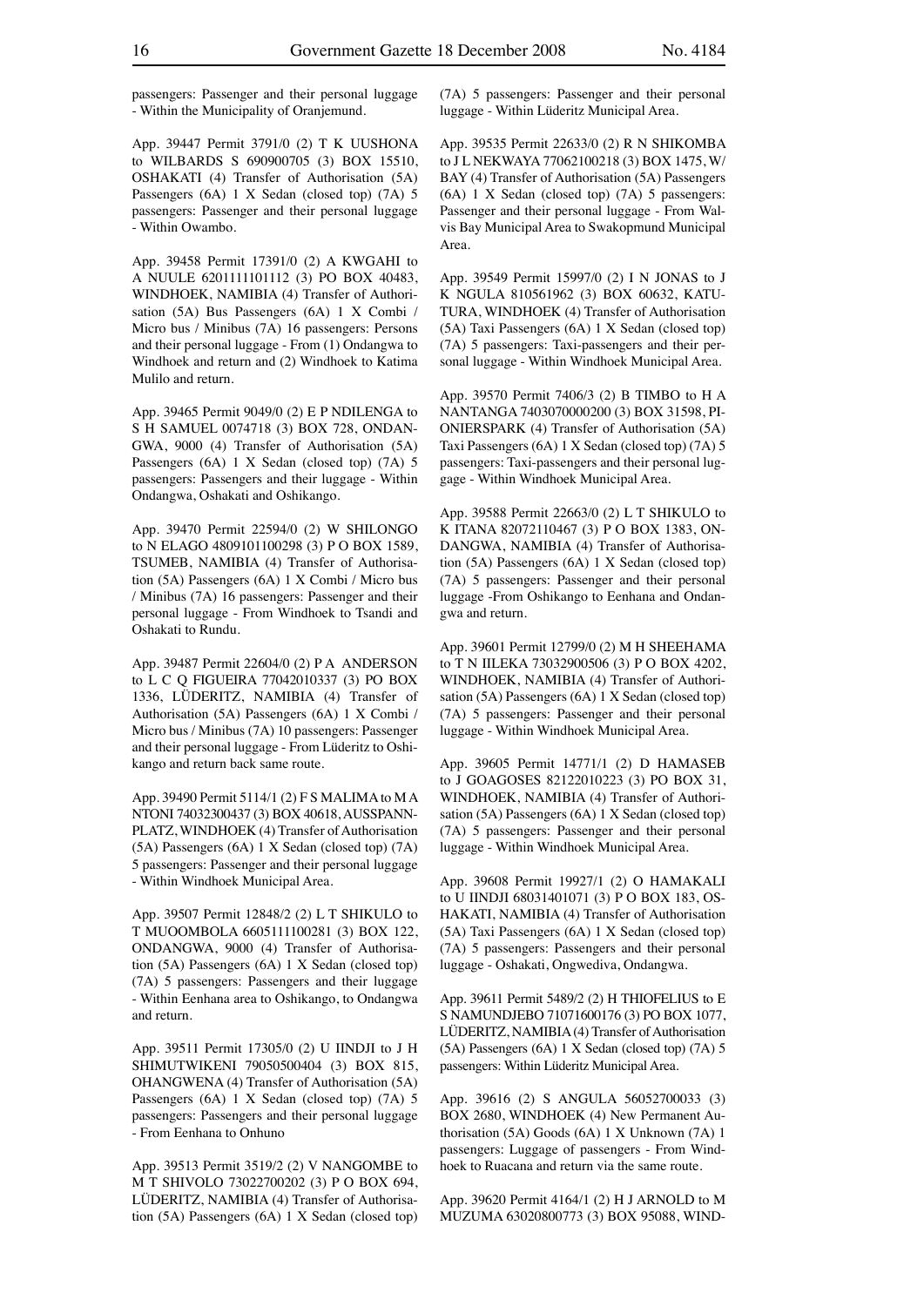passengers: Passenger and their personal luggage - Within the Municipality of Oranjemund.

App. 39447 Permit 3791/0 (2) T K UUSHONA to WILBARDS S 690900705 (3) BOX 15510, OSHAKATI (4) Transfer of Authorisation (5A) Passengers (6A) 1 X Sedan (closed top) (7A) 5 passengers: Passenger and their personal luggage - Within Owambo.

App. 39458 Permit 17391/0 (2) A KWGAHI to A NUULE 6201111101112 (3) PO BOX 40483, WINDHOEK, NAMIBIA (4) Transfer of Authorisation (5A) Bus Passengers (6A) 1 X Combi / Micro bus / Minibus (7A) 16 passengers: Persons and their personal luggage - From (1) Ondangwa to Windhoek and return and (2) Windhoek to Katima Mulilo and return.

App. 39465 Permit 9049/0 (2) E P NDILENGA to S H SAMUEL 0074718 (3) BOX 728, ONDANGWA, 9000 (4) Transfer of Authorisation (5A) Passengers (6A) 1 X Sedan (closed top) (7A) 5 passengers: Passengers and their luggage - Within Ondangwa, Oshakati and Oshikango.

App. 39470 Permit 22594/0 (2) W SHILONGO to N ELAGO 4809101100298 (3) P O BOX 1589, TSUMEB, NAMIBIA (4) Transfer of Authorisation (5A) Passengers (6A) 1 X Combi / Micro bus / Minibus (7A) 16 passengers: Passenger and their personal luggage - From Windhoek to Tsandi and Oshakati to Rundu.

App. 39487 Permit 22604/0 (2) P A ANDERSON to L C Q FIGUEIRA 77042010337 (3) PO BOX 1336, LÜDERITZ, NAMIBIA (4) Transfer of Authorisation (5A) Passengers (6A) 1 X Combi / Micro bus / Minibus (7A) 10 passengers: Passenger and their personal luggage - From Lüderitz to Oshikango and return back same route.

App. 39490 Permit 5114/1 (2) F S MALIMA to M A NTONI 74032300437 (3) BOX 40618, AUSSPANNPLATZ, WINDHOEK (4) Transfer of Authorisation (5A) Passengers (6A) 1 X Sedan (closed top) (7A) 5 passengers: Passenger and their personal luggage - Within Windhoek Municipal Area.

App. 39507 Permit 12848/2 (2) L T SHIKULO to T MUOOMBOLA 6605111100281 (3) BOX 122, ONDANGWA, 9000 (4) Transfer of Authorisation (5A) Passengers (6A) 1 X Sedan (closed top) (7A) 5 passengers: Passengers and their luggage - Within Eenhana area to Oshikango, to Ondangwa and return.

App. 39511 Permit 17305/0 (2) U IINDJI to J H SHIMUTWIKENI 79050500404 (3) BOX 815, OHANGWENA (4) Transfer of Authorisation (5A) Passengers (6A) 1 X Sedan (closed top) (7A) 5 passengers: Passengers and their personal luggage - From Eenhana to Onhuno

App. 39513 Permit 3519/2 (2) V NANGOMBE to M T SHIVOLO 73022700202 (3) P O BOX 694, LÜDERITZ, NAMIBIA (4) Transfer of Authorisation (5A) Passengers (6A) 1 X Sedan (closed top) (7A) 5 passengers: Passenger and their personal luggage - Within Lüderitz Municipal Area.

App. 39535 Permit 22633/0 (2) R N SHIKOMBA to J L NEKWAYA 77062100218 (3) BOX 1475, W/BAY (4) Transfer of Authorisation (5A) Passengers (6A) 1 X Sedan (closed top) (7A) 5 passengers: Passenger and their personal luggage - From Walvis Bay Municipal Area to Swakopmund Municipal Area.

App. 39549 Permit 15997/0 (2) I N JONAS to J K NGULA 810561962 (3) BOX 60632, KATUTURA, WINDHOEK (4) Transfer of Authorisation (5A) Taxi Passengers (6A) 1 X Sedan (closed top) (7A) 5 passengers: Taxi-passengers and their personal luggage - Within Windhoek Municipal Area.

App. 39570 Permit 7406/3 (2) B TIMBO to H A NANTANGA 7403070000200 (3) BOX 31598, PIONIERSPARK (4) Transfer of Authorisation (5A) Taxi Passengers (6A) 1 X Sedan (closed top) (7A) 5 passengers: Taxi-passengers and their personal luggage - Within Windhoek Municipal Area.

App. 39588 Permit 22663/0 (2) L T SHIKULO to K ITANA 82072110467 (3) P O BOX 1383, ONDANGWA, NAMIBIA (4) Transfer of Authorisation (5A) Passengers (6A) 1 X Sedan (closed top) (7A) 5 passengers: Passenger and their personal luggage -From Oshikango to Eenhana and Ondangwa and return.

App. 39601 Permit 12799/0 (2) M H SHEEHAMA to T N IILEKA 73032900506 (3) P O BOX 4202, WINDHOEK, NAMIBIA (4) Transfer of Authorisation (5A) Passengers (6A) 1 X Sedan (closed top) (7A) 5 passengers: Passenger and their personal luggage - Within Windhoek Municipal Area.

App. 39605 Permit 14771/1 (2) D HAMASEB to J GOAGOSES 82122010223 (3) PO BOX 31, WINDHOEK, NAMIBIA (4) Transfer of Authorisation (5A) Passengers (6A) 1 X Sedan (closed top) (7A) 5 passengers: Passenger and their personal luggage - Within Windhoek Municipal Area.

App. 39608 Permit 19927/1 (2) O HAMAKALI to U IINDJI 68031401071 (3) P O BOX 183, OSHAKATI, NAMIBIA (4) Transfer of Authorisation (5A) Taxi Passengers (6A) 1 X Sedan (closed top) (7A) 5 passengers: Passengers and their personal luggage - Oshakati, Ongwediva, Ondangwa.

App. 39611 Permit 5489/2 (2) H THIOFELIUS to E S NAMUNDJEBO 71071600176 (3) PO BOX 1077, LÜDERITZ, NAMIBIA (4) Transfer of Authorisation (5A) Passengers (6A) 1 X Sedan (closed top) (7A) 5 passengers: Within Lüderitz Municipal Area.

App. 39616 (2) S ANGULA 56052700033 (3) BOX 2680, WINDHOEK (4) New Permanent Authorisation (5A) Goods (6A) 1 X Unknown (7A) 1 passengers: Luggage of passengers - From Windhoek to Ruacana and return via the same route.

App. 39620 Permit 4164/1 (2) H J ARNOLD to M MUZUMA 63020800773 (3) BOX 95088, WIND-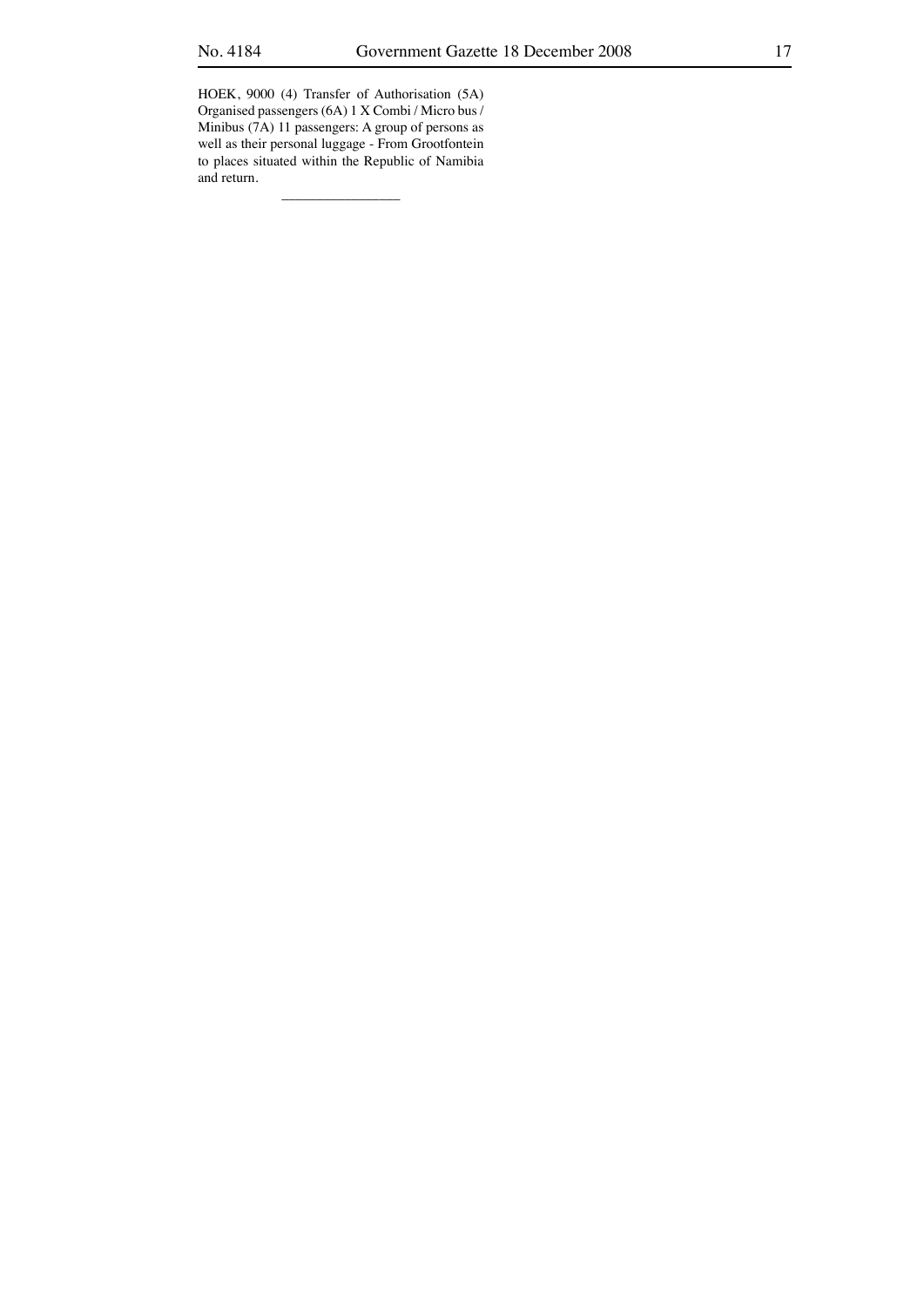HOEK, 9000 (4) Transfer of Authorisation (5A) Organised passengers (6A) 1 X Combi / Micro bus / Minibus (7A) 11 passengers: A group of persons as well as their personal luggage - From Grootfontein to places situated within the Republic of Namibia and return.

________________